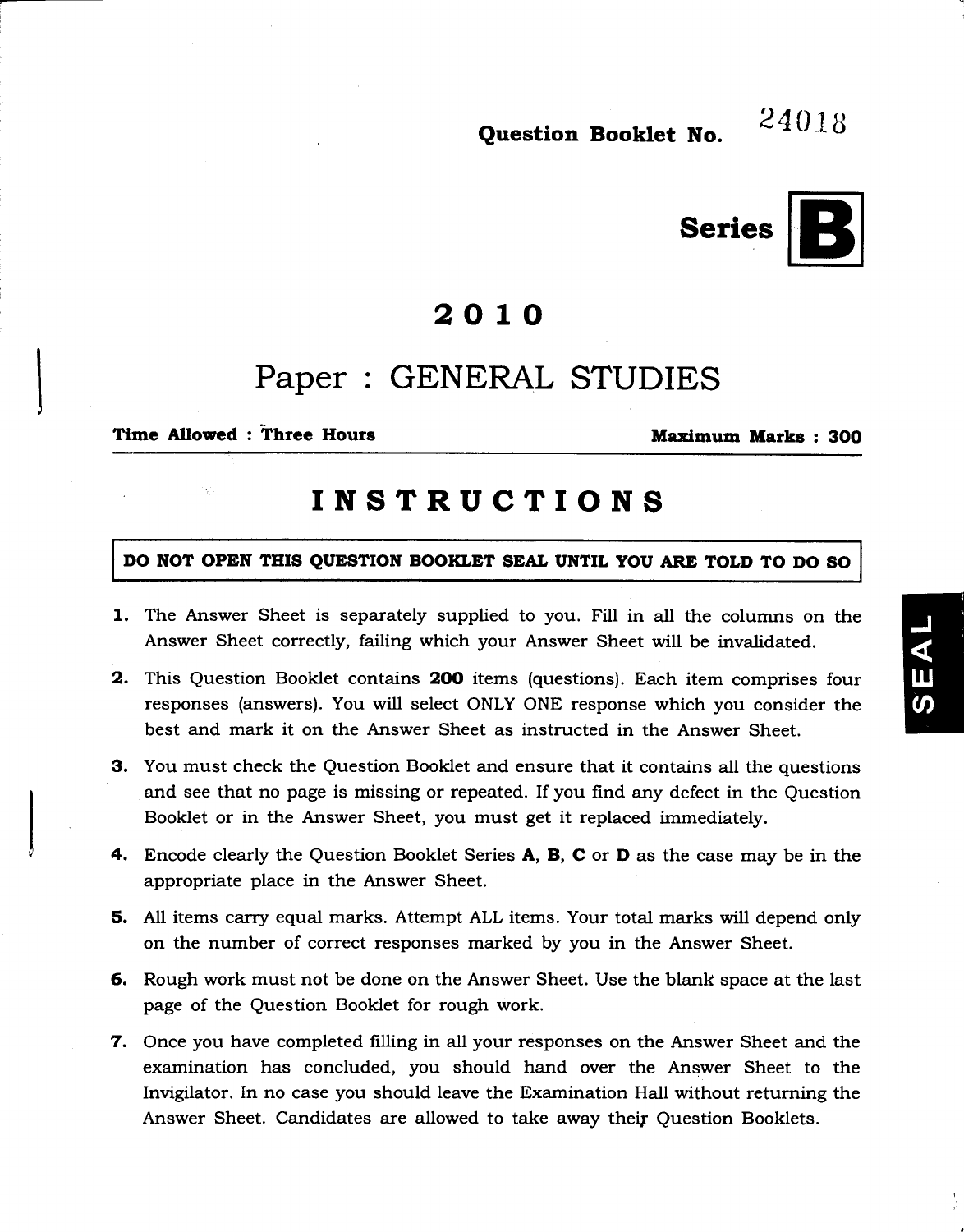**Question Booklet No.** 24018

**Series B**

# 2010

## Paper : GENERAL STUDIES

**Time Allowed : Three Hours** **Maximum Marks : 300**

## INSTRUCTIONS

**DO NOT OPEN THIS QUESTION BOOKLET SEAL UNTIL YOU ARE TOLD TO DO SO**

1. The Answer Sheet is separately supplied to you. Fill in all the columns on the Answer Sheet correctly, failing which your Answer Sheet will be invalidated.
2. This Question Booklet contains **200** items (questions). Each item comprises four responses (answers). You will select ONLY ONE response which you consider the best and mark it on the Answer Sheet as instructed in the Answer Sheet.
3. You must check the Question Booklet and ensure that it contains all the questions and see that no page is missing or repeated. If you find any defect in the Question Booklet or in the Answer Sheet, you must get it replaced immediately.
4. Encode clearly the Question Booklet Series **A**, **B**, **C** or **D** as the case may be in the appropriate place in the Answer Sheet.
5. All items carry equal marks. Attempt ALL items. Your total marks will depend only on the number of correct responses marked by you in the Answer Sheet.
6. Rough work must not be done on the Answer Sheet. Use the blank space at the last page of the Question Booklet for rough work.
7. Once you have completed filling in all your responses on the Answer Sheet and the examination has concluded, you should hand over the Answer Sheet to the Invigilator. In no case you should leave the Examination Hall without returning the Answer Sheet. Candidates are allowed to take away their Question Booklets.

SEAL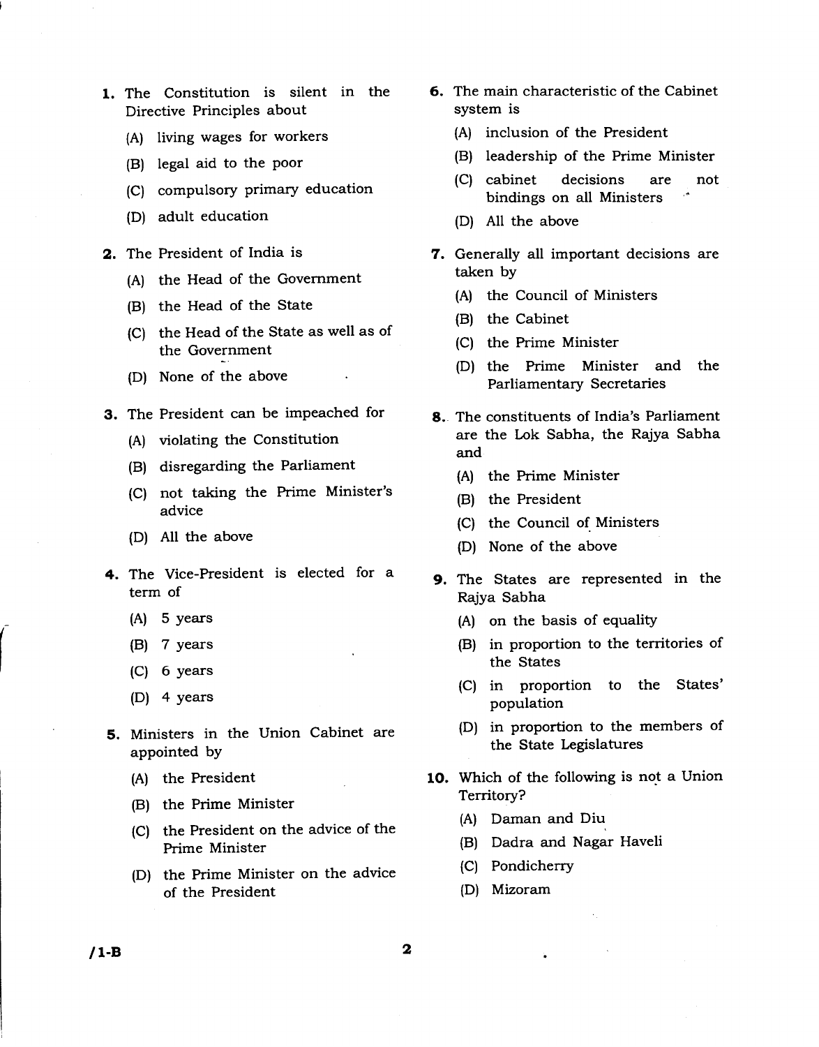1. The Constitution is silent in the Directive Principles about
   - (A) living wages for workers
   - (B) legal aid to the poor
   - (C) compulsory primary education
   - (D) adult education

2. The President of India is
   - (A) the Head of the Government
   - (B) the Head of the State
   - (C) the Head of the State as well as of the Government
   - (D) None of the above

3. The President can be impeached for
   - (A) violating the Constitution
   - (B) disregarding the Parliament
   - (C) not taking the Prime Minister's advice
   - (D) All the above

4. The Vice-President is elected for a term of
   - (A) 5 years
   - (B) 7 years
   - (C) 6 years
   - (D) 4 years

5. Ministers in the Union Cabinet are appointed by
   - (A) the President
   - (B) the Prime Minister
   - (C) the President on the advice of the Prime Minister
   - (D) the Prime Minister on the advice of the President

6. The main characteristic of the Cabinet system is
   - (A) inclusion of the President
   - (B) leadership of the Prime Minister
   - (C) cabinet decisions are not bindings on all Ministers
   - (D) All the above

7. Generally all important decisions are taken by
   - (A) the Council of Ministers
   - (B) the Cabinet
   - (C) the Prime Minister
   - (D) the Prime Minister and the Parliamentary Secretaries

8. The constituents of India's Parliament are the Lok Sabha, the Rajya Sabha and
   - (A) the Prime Minister
   - (B) the President
   - (C) the Council of Ministers
   - (D) None of the above

9. The States are represented in the Rajya Sabha
   - (A) on the basis of equality
   - (B) in proportion to the territories of the States
   - (C) in proportion to the States' population
   - (D) in proportion to the members of the State Legislatures

10. Which of the following is not a Union Territory?
    - (A) Daman and Diu
    - (B) Dadra and Nagar Haveli
    - (C) Pondicherry
    - (D) Mizoram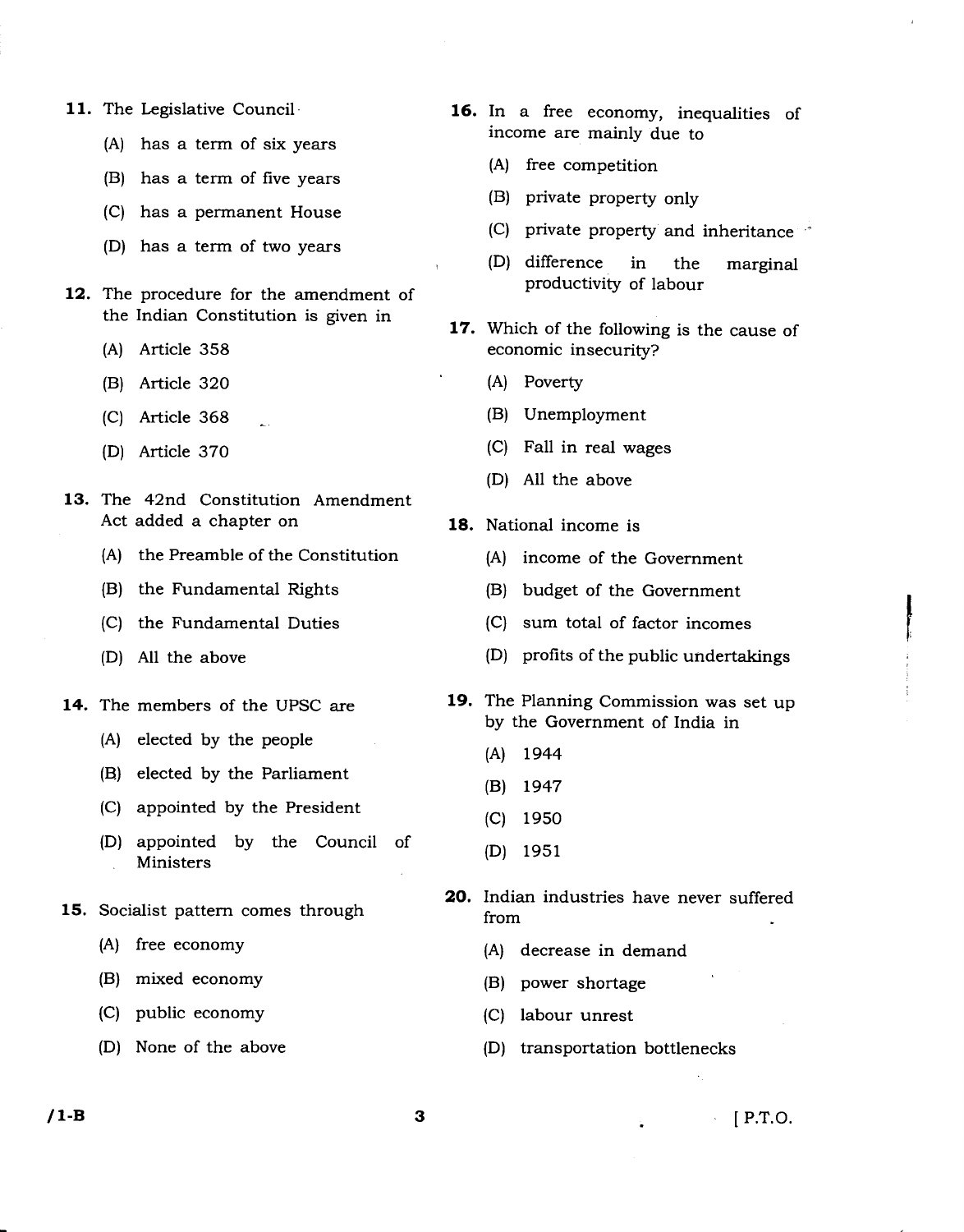11. The Legislative Council

    (A) has a term of six years

    (B) has a term of five years

    (C) has a permanent House

    (D) has a term of two years

12. The procedure for the amendment of the Indian Constitution is given in

    (A) Article 358

    (B) Article 320

    (C) Article 368

    (D) Article 370

13. The 42nd Constitution Amendment Act added a chapter on

    (A) the Preamble of the Constitution

    (B) the Fundamental Rights

    (C) the Fundamental Duties

    (D) All the above

14. The members of the UPSC are

    (A) elected by the people

    (B) elected by the Parliament

    (C) appointed by the President

    (D) appointed by the Council of Ministers

15. Socialist pattern comes through

    (A) free economy

    (B) mixed economy

    (C) public economy

    (D) None of the above

16. In a free economy, inequalities of income are mainly due to

    (A) free competition

    (B) private property only

    (C) private property and inheritance

    (D) difference in the marginal productivity of labour

17. Which of the following is the cause of economic insecurity?

    (A) Poverty

    (B) Unemployment

    (C) Fall in real wages

    (D) All the above

18. National income is

    (A) income of the Government

    (B) budget of the Government

    (C) sum total of factor incomes

    (D) profits of the public undertakings

19. The Planning Commission was set up by the Government of India in

    (A) 1944

    (B) 1947

    (C) 1950

    (D) 1951

20. Indian industries have never suffered from

    (A) decrease in demand

    (B) power shortage

    (C) labour unrest

    (D) transportation bottlenecks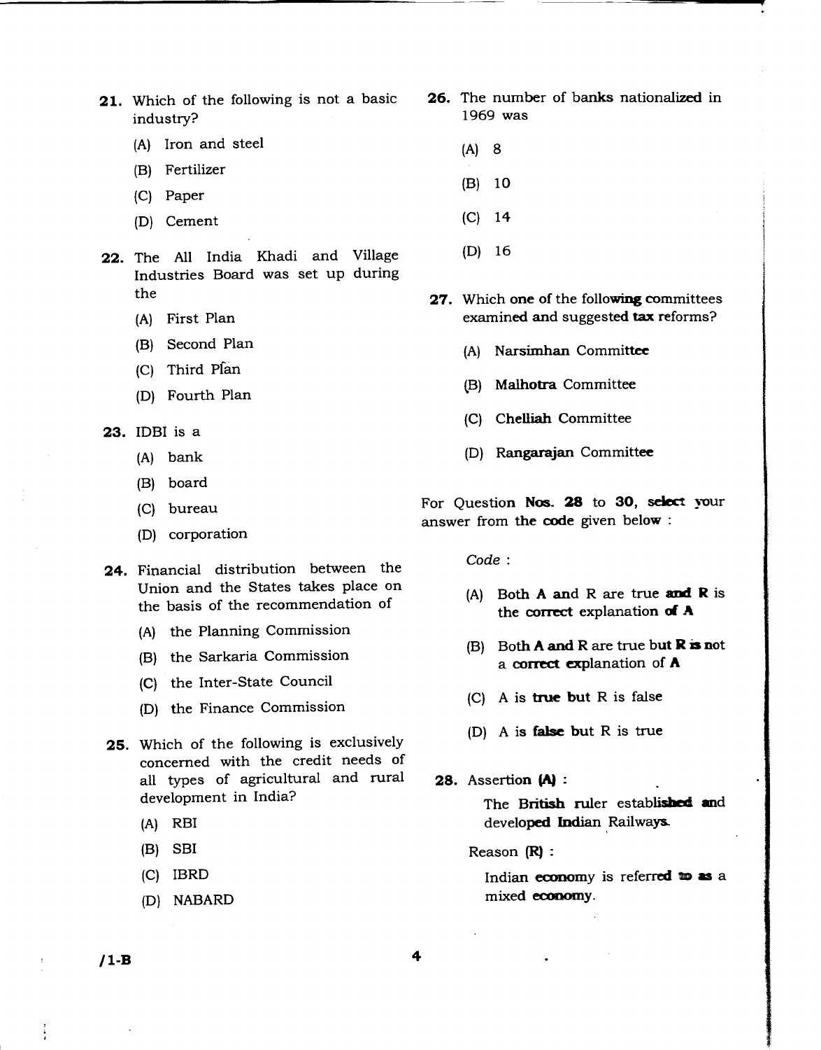21. Which of the following is not a basic industry?

    (A) Iron and steel

    (B) Fertilizer

    (C) Paper

    (D) Cement

22. The All India Khadi and Village Industries Board was set up during the

    (A) First Plan

    (B) Second Plan

    (C) Third Plan

    (D) Fourth Plan

23. IDBI is a

    (A) bank

    (B) board

    (C) bureau

    (D) corporation

24. Financial distribution between the Union and the States takes place on the basis of the recommendation of

    (A) the Planning Commission

    (B) the Sarkaria Commission

    (C) the Inter-State Council

    (D) the Finance Commission

25. Which of the following is exclusively concerned with the credit needs of all types of agricultural and rural development in India?

    (A) RBI

    (B) SBI

    (C) IBRD

    (D) NABARD

26. The number of banks nationalized in 1969 was

    (A) 8

    (B) 10

    (C) 14

    (D) 16

27. Which one of the following committees examined and suggested tax reforms?

    (A) Narsimhan Committee

    (B) Malhotra Committee

    (C) Chelliah Committee

    (D) Rangarajan Committee

For Question Nos. **28** to **30**, select your answer from the code given below :

*Code* :

(A) Both **A** and R are true and **R** is the correct explanation of **A**

(B) Both **A** and R are true but **R** is not a correct explanation of **A**

(C) A is true but R is false

(D) A is false but R is true

28. Assertion **(A)** :

    The British ruler established and developed Indian Railways.

    Reason **(R)** :

    Indian economy is referred to as a mixed economy.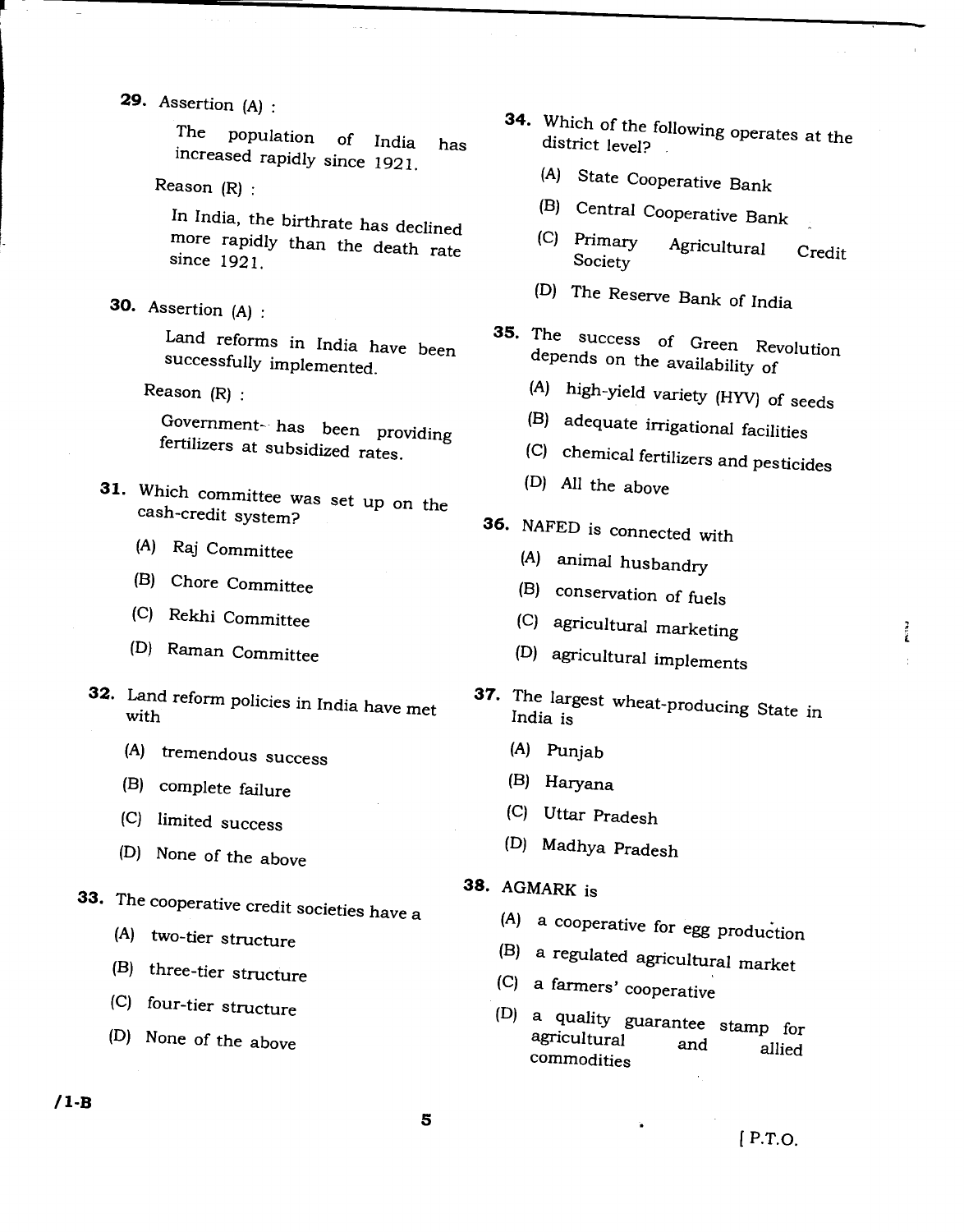29. Assertion (A) :

The population of India has increased rapidly since 1921.

Reason (R) :

In India, the birthrate has declined more rapidly than the death rate since 1921.

30. Assertion (A) :

Land reforms in India have been successfully implemented.

Reason (R) :

Government has been providing fertilizers at subsidized rates.

31. Which committee was set up on the cash-credit system?

(A) Raj Committee

(B) Chore Committee

(C) Rekhi Committee

(D) Raman Committee

32. Land reform policies in India have met with

(A) tremendous success

(B) complete failure

(C) limited success

(D) None of the above

33. The cooperative credit societies have a

(A) two-tier structure

(B) three-tier structure

(C) four-tier structure

(D) None of the above

34. Which of the following operates at the district level?

(A) State Cooperative Bank

(B) Central Cooperative Bank

(C) Primary Agricultural Credit Society

(D) The Reserve Bank of India

35. The success of Green Revolution depends on the availability of

(A) high-yield variety (HYV) of seeds

(B) adequate irrigational facilities

(C) chemical fertilizers and pesticides

(D) All the above

36. NAFED is connected with

(A) animal husbandry

(B) conservation of fuels

(C) agricultural marketing

(D) agricultural implements

37. The largest wheat-producing State in India is

(A) Punjab

(B) Haryana

(C) Uttar Pradesh

(D) Madhya Pradesh

38. AGMARK is

(A) a cooperative for egg production

(B) a regulated agricultural market

(C) a farmers' cooperative

(D) a quality guarantee stamp for agricultural and allied commodities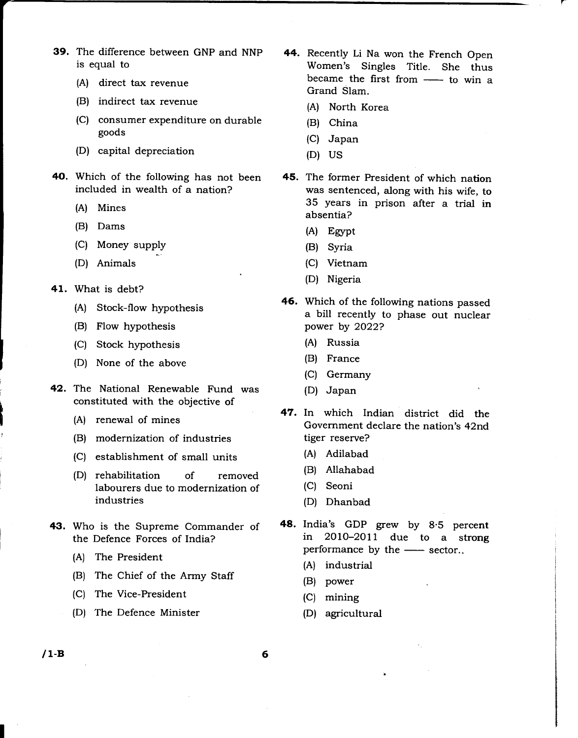39. The difference between GNP and NNP is equal to

 (A) direct tax revenue

 (B) indirect tax revenue

 (C) consumer expenditure on durable goods

 (D) capital depreciation

40. Which of the following has not been included in wealth of a nation?

 (A) Mines

 (B) Dams

 (C) Money supply

 (D) Animals

41. What is debt?

 (A) Stock-flow hypothesis

 (B) Flow hypothesis

 (C) Stock hypothesis

 (D) None of the above

42. The National Renewable Fund was constituted with the objective of

 (A) renewal of mines

 (B) modernization of industries

 (C) establishment of small units

 (D) rehabilitation of removed labourers due to modernization of industries

43. Who is the Supreme Commander of the Defence Forces of India?

 (A) The President

 (B) The Chief of the Army Staff

 (C) The Vice-President

 (D) The Defence Minister

44. Recently Li Na won the French Open Women's Singles Title. She thus became the first from —— to win a Grand Slam.

 (A) North Korea

 (B) China

 (C) Japan

 (D) US

45. The former President of which nation was sentenced, along with his wife, to 35 years in prison after a trial in absentia?

 (A) Egypt

 (B) Syria

 (C) Vietnam

 (D) Nigeria

46. Which of the following nations passed a bill recently to phase out nuclear power by 2022?

 (A) Russia

 (B) France

 (C) Germany

 (D) Japan

47. In which Indian district did the Government declare the nation's 42nd tiger reserve?

 (A) Adilabad

 (B) Allahabad

 (C) Seoni

 (D) Dhanbad

48. India's GDP grew by 8·5 percent in 2010–2011 due to a strong performance by the —— sector..

 (A) industrial

 (B) power

 (C) mining

 (D) agricultural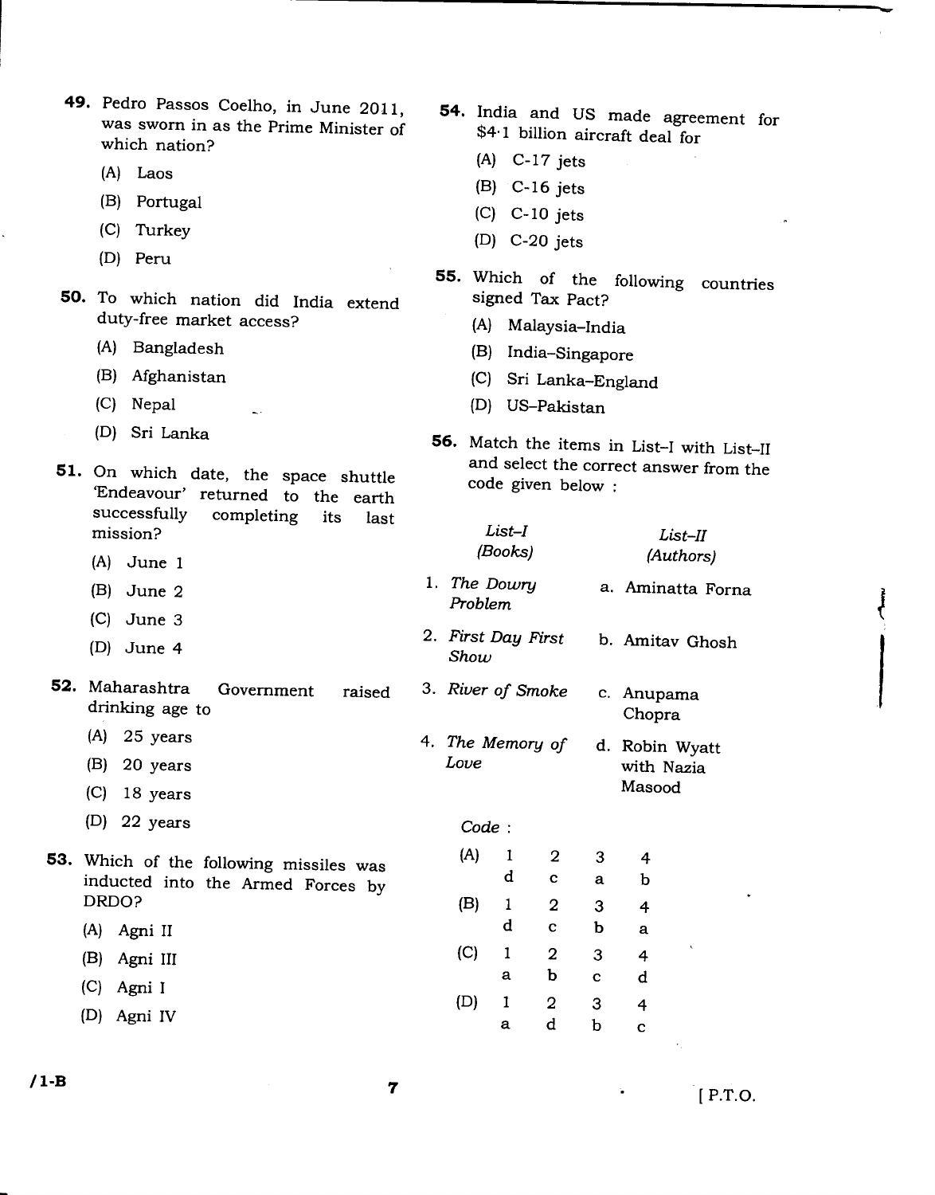**49.** Pedro Passos Coelho, in June 2011, was sworn in as the Prime Minister of which nation?

(A) Laos

(B) Portugal

(C) Turkey

(D) Peru

**50.** To which nation did India extend duty-free market access?

(A) Bangladesh

(B) Afghanistan

(C) Nepal

(D) Sri Lanka

**51.** On which date, the space shuttle 'Endeavour' returned to the earth successfully completing its last mission?

(A) June 1

(B) June 2

(C) June 3

(D) June 4

**52.** Maharashtra Government raised drinking age to

(A) 25 years

(B) 20 years

(C) 18 years

(D) 22 years

**53.** Which of the following missiles was inducted into the Armed Forces by DRDO?

(A) Agni II

(B) Agni III

(C) Agni I

(D) Agni IV

**54.** India and US made agreement for $4·1 billion aircraft deal for

(A) C-17 jets

(B) C-16 jets

(C) C-10 jets

(D) C-20 jets

**55.** Which of the following countries signed Tax Pact?

(A) Malaysia–India

(B) India–Singapore

(C) Sri Lanka–England

(D) US–Pakistan

**56.** Match the items in List–I with List–II and select the correct answer from the code given below :

| *List–I (Books)* | *List–II (Authors)* |
|---|---|
| 1. *The Dowry Problem* | a. Aminatta Forna |
| 2. *First Day First Show* | b. Amitav Ghosh |
| 3. *River of Smoke* | c. Anupama Chopra |
| 4. *The Memory of Love* | d. Robin Wyatt with Nazia Masood |

*Code* :

| | 1 | 2 | 3 | 4 |
|---|---|---|---|---|
| (A) | d | c | a | b |
| (B) | d | c | b | a |
| (C) | a | b | c | d |
| (D) | a | d | b | c |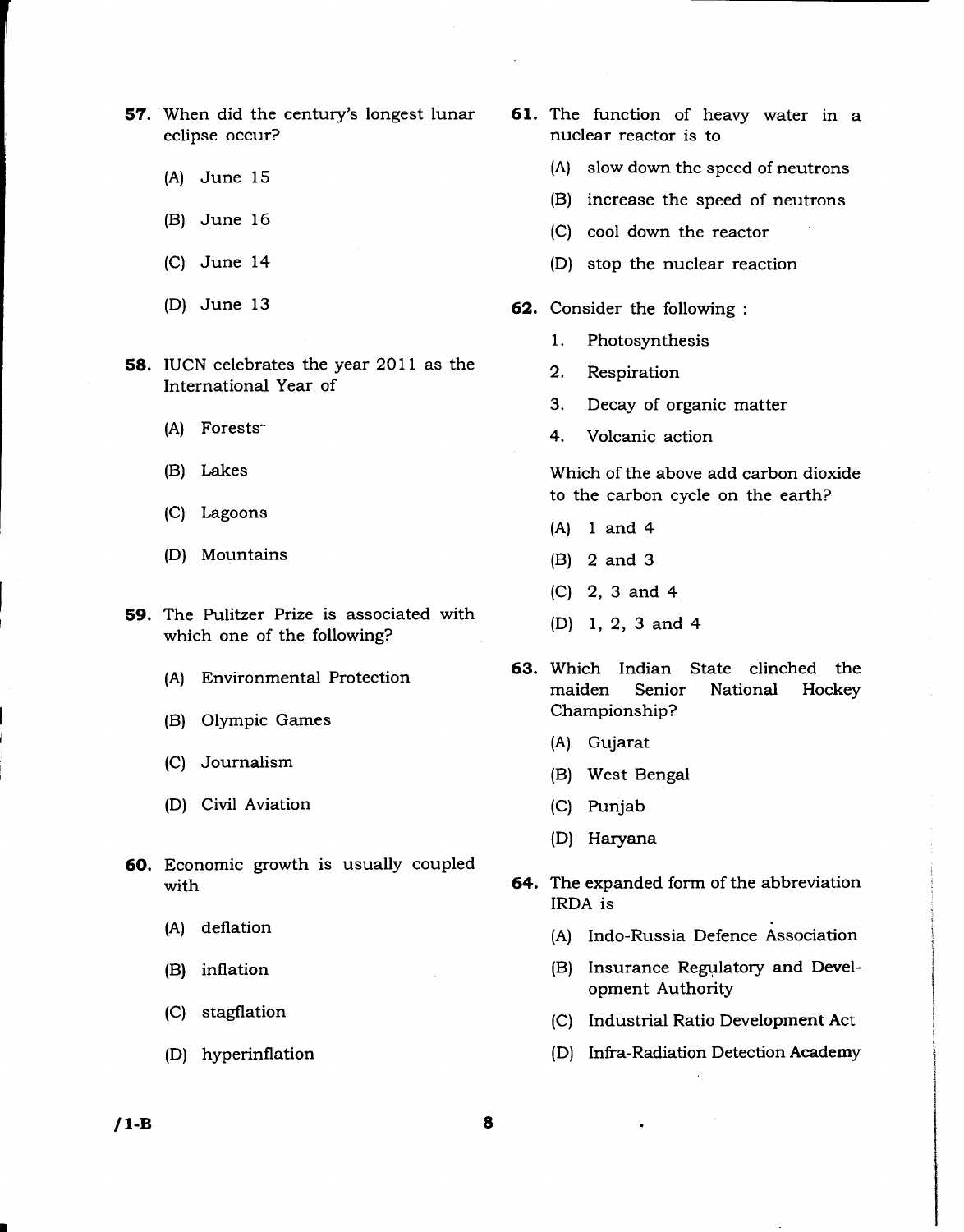**57.** When did the century's longest lunar eclipse occur?

(A) June 15

(B) June 16

(C) June 14

(D) June 13

**58.** IUCN celebrates the year 2011 as the International Year of

(A) Forests

(B) Lakes

(C) Lagoons

(D) Mountains

**59.** The Pulitzer Prize is associated with which one of the following?

(A) Environmental Protection

(B) Olympic Games

(C) Journalism

(D) Civil Aviation

**60.** Economic growth is usually coupled with

(A) deflation

(B) inflation

(C) stagflation

(D) hyperinflation

**61.** The function of heavy water in a nuclear reactor is to

(A) slow down the speed of neutrons

(B) increase the speed of neutrons

(C) cool down the reactor

(D) stop the nuclear reaction

**62.** Consider the following :

1. Photosynthesis
2. Respiration
3. Decay of organic matter
4. Volcanic action

Which of the above add carbon dioxide to the carbon cycle on the earth?

(A) 1 and 4

(B) 2 and 3

(C) 2, 3 and 4

(D) 1, 2, 3 and 4

**63.** Which Indian State clinched the maiden Senior National Hockey Championship?

(A) Gujarat

(B) West Bengal

(C) Punjab

(D) Haryana

**64.** The expanded form of the abbreviation IRDA is

(A) Indo-Russia Defence Association

(B) Insurance Regulatory and Development Authority

(C) Industrial Ratio Development Act

(D) Infra-Radiation Detection Academy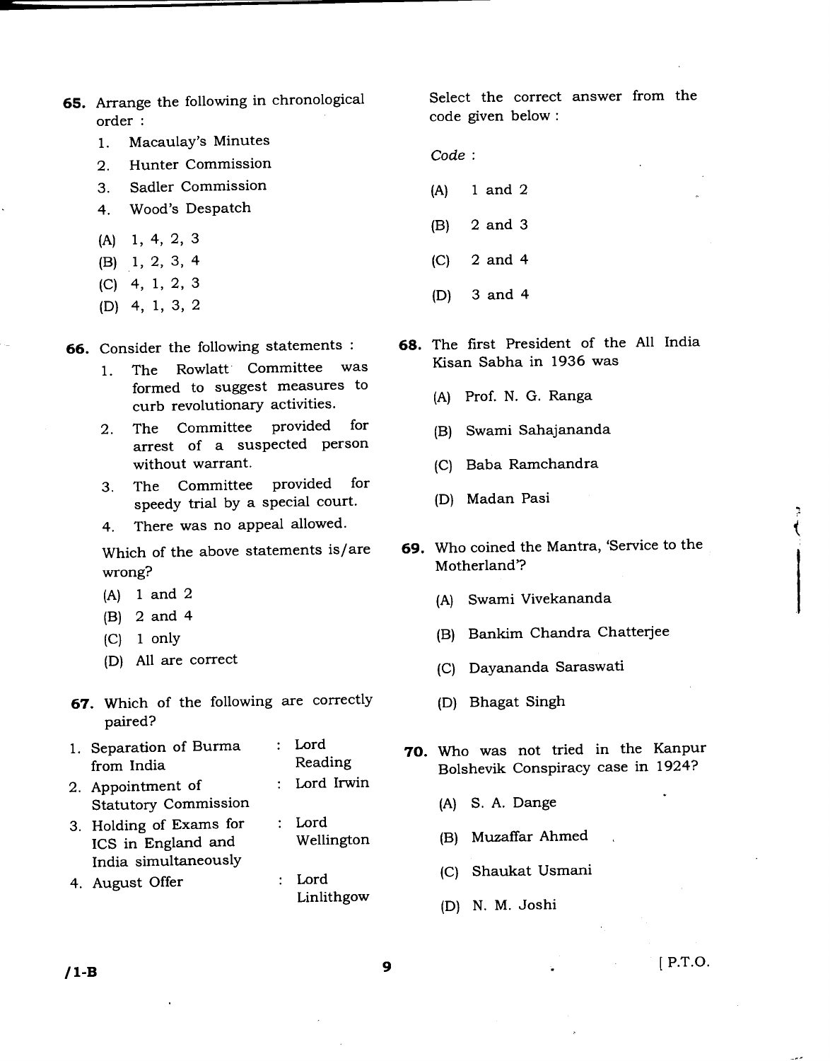**65.** Arrange the following in chronological order :

1. Macaulay's Minutes
2. Hunter Commission
3. Sadler Commission
4. Wood's Despatch

(A) 1, 4, 2, 3

(B) 1, 2, 3, 4

(C) 4, 1, 2, 3

(D) 4, 1, 3, 2

**66.** Consider the following statements :

1. The Rowlatt Committee was formed to suggest measures to curb revolutionary activities.
2. The Committee provided for arrest of a suspected person without warrant.
3. The Committee provided for speedy trial by a special court.
4. There was no appeal allowed.

Which of the above statements is/are wrong?

(A) 1 and 2

(B) 2 and 4

(C) 1 only

(D) All are correct

**67.** Which of the following are correctly paired?

| | | |
|---|---|---|
| 1. Separation of Burma from India | : | Lord Reading |
| 2. Appointment of Statutory Commission | : | Lord Irwin |
| 3. Holding of Exams for ICS in England and India simultaneously | : | Lord Wellington |
| 4. August Offer | : | Lord Linlithgow |

Select the correct answer from the code given below :

*Code* :

(A) 1 and 2

(B) 2 and 3

(C) 2 and 4

(D) 3 and 4

**68.** The first President of the All India Kisan Sabha in 1936 was

(A) Prof. N. G. Ranga

(B) Swami Sahajananda

(C) Baba Ramchandra

(D) Madan Pasi

**69.** Who coined the Mantra, 'Service to the Motherland'?

(A) Swami Vivekananda

(B) Bankim Chandra Chatterjee

(C) Dayananda Saraswati

(D) Bhagat Singh

**70.** Who was not tried in the Kanpur Bolshevik Conspiracy case in 1924?

(A) S. A. Dange

(B) Muzaffar Ahmed

(C) Shaukat Usmani

(D) N. M. Joshi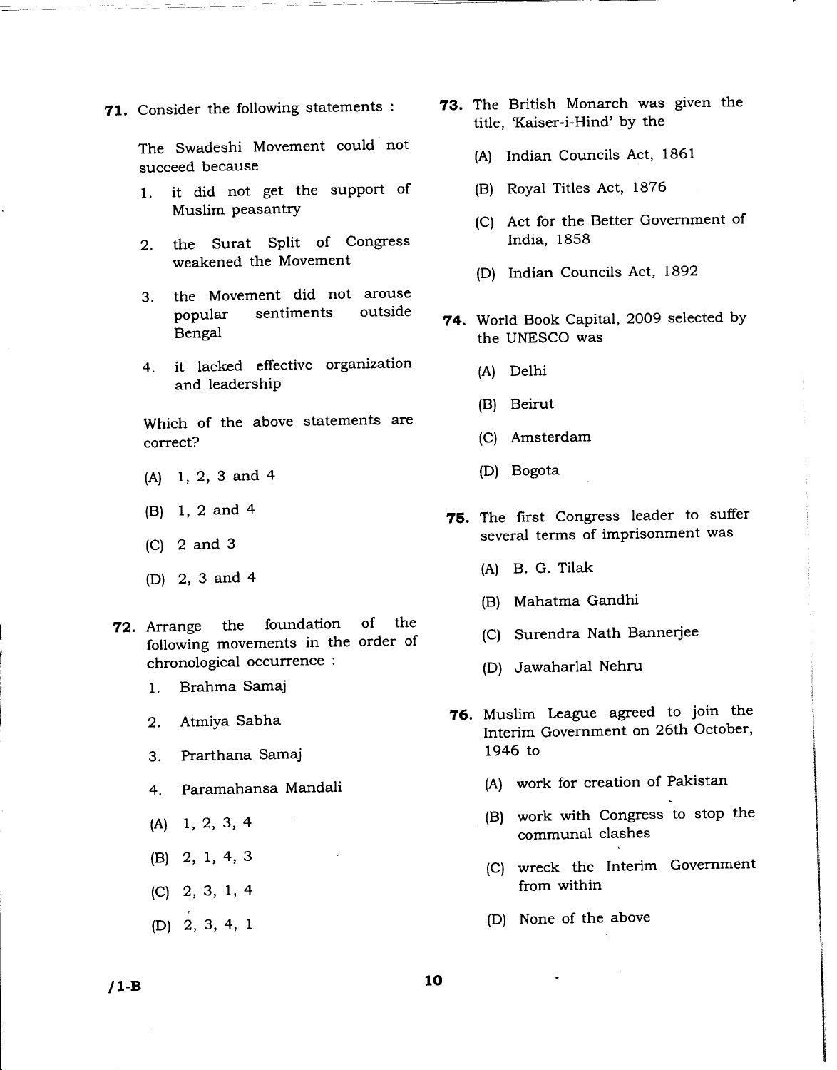**71.** Consider the following statements :

The Swadeshi Movement could not succeed because

1. it did not get the support of Muslim peasantry
2. the Surat Split of Congress weakened the Movement
3. the Movement did not arouse popular sentiments outside Bengal
4. it lacked effective organization and leadership

Which of the above statements are correct?

(A) 1, 2, 3 and 4

(B) 1, 2 and 4

(C) 2 and 3

(D) 2, 3 and 4

**72.** Arrange the foundation of the following movements in the order of chronological occurrence :

1. Brahma Samaj
2. Atmiya Sabha
3. Prarthana Samaj
4. Paramahansa Mandali

(A) 1, 2, 3, 4

(B) 2, 1, 4, 3

(C) 2, 3, 1, 4

(D) 2, 3, 4, 1

**73.** The British Monarch was given the title, 'Kaiser-i-Hind' by the

(A) Indian Councils Act, 1861

(B) Royal Titles Act, 1876

(C) Act for the Better Government of India, 1858

(D) Indian Councils Act, 1892

**74.** World Book Capital, 2009 selected by the UNESCO was

(A) Delhi

(B) Beirut

(C) Amsterdam

(D) Bogota

**75.** The first Congress leader to suffer several terms of imprisonment was

(A) B. G. Tilak

(B) Mahatma Gandhi

(C) Surendra Nath Bannerjee

(D) Jawaharlal Nehru

**76.** Muslim League agreed to join the Interim Government on 26th October, 1946 to

(A) work for creation of Pakistan

(B) work with Congress to stop the communal clashes

(C) wreck the Interim Government from within

(D) None of the above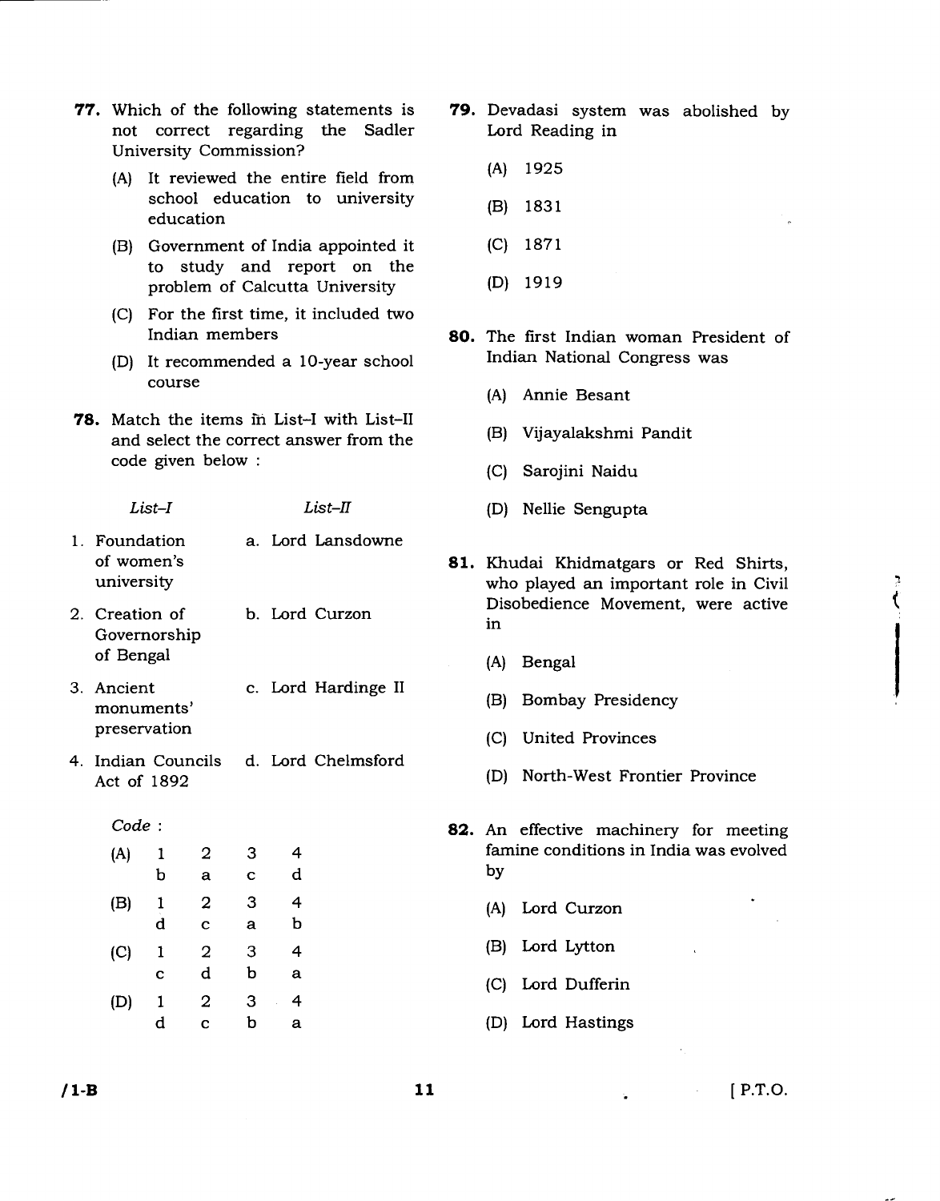**77.** Which of the following statements is not correct regarding the Sadler University Commission?

(A) It reviewed the entire field from school education to university education

(B) Government of India appointed it to study and report on the problem of Calcutta University

(C) For the first time, it included two Indian members

(D) It recommended a 10-year school course

**78.** Match the items in List–I with List–II and select the correct answer from the code given below :

| *List–I* | *List–II* |
|---|---|
| 1. Foundation of women's university | a. Lord Lansdowne |
| 2. Creation of Governorship of Bengal | b. Lord Curzon |
| 3. Ancient monuments' preservation | c. Lord Hardinge II |
| 4. Indian Councils Act of 1892 | d. Lord Chelmsford |

*Code* :

| | 1 | 2 | 3 | 4 |
|---|---|---|---|---|
| (A) | b | a | c | d |
| (B) | d | c | a | b |
| (C) | c | d | b | a |
| (D) | d | c | b | a |

**79.** Devadasi system was abolished by Lord Reading in

(A) 1925

(B) 1831

(C) 1871

(D) 1919

**80.** The first Indian woman President of Indian National Congress was

(A) Annie Besant

(B) Vijayalakshmi Pandit

(C) Sarojini Naidu

(D) Nellie Sengupta

**81.** Khudai Khidmatgars or Red Shirts, who played an important role in Civil Disobedience Movement, were active in

(A) Bengal

(B) Bombay Presidency

(C) United Provinces

(D) North-West Frontier Province

**82.** An effective machinery for meeting famine conditions in India was evolved by

(A) Lord Curzon

(B) Lord Lytton

(C) Lord Dufferin

(D) Lord Hastings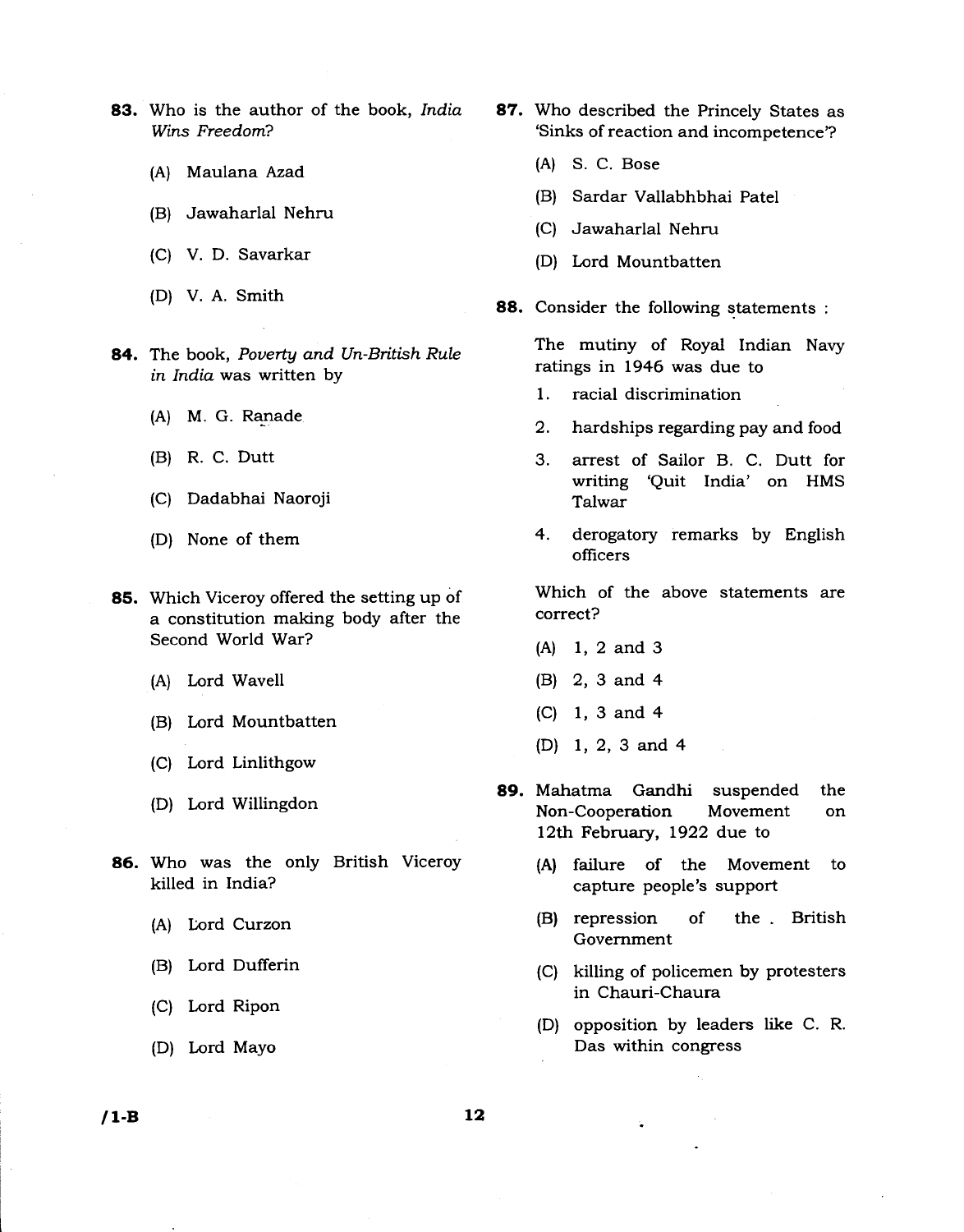**83.** Who is the author of the book, *India Wins Freedom*?

(A) Maulana Azad

(B) Jawaharlal Nehru

(C) V. D. Savarkar

(D) V. A. Smith

**84.** The book, *Poverty and Un-British Rule in India* was written by

(A) M. G. Ranade

(B) R. C. Dutt

(C) Dadabhai Naoroji

(D) None of them

**85.** Which Viceroy offered the setting up of a constitution making body after the Second World War?

(A) Lord Wavell

(B) Lord Mountbatten

(C) Lord Linlithgow

(D) Lord Willingdon

**86.** Who was the only British Viceroy killed in India?

(A) Lord Curzon

(B) Lord Dufferin

(C) Lord Ripon

(D) Lord Mayo

**87.** Who described the Princely States as 'Sinks of reaction and incompetence'?

(A) S. C. Bose

(B) Sardar Vallabhbhai Patel

(C) Jawaharlal Nehru

(D) Lord Mountbatten

**88.** Consider the following statements :

The mutiny of Royal Indian Navy ratings in 1946 was due to

1. racial discrimination
2. hardships regarding pay and food
3. arrest of Sailor B. C. Dutt for writing 'Quit India' on HMS Talwar
4. derogatory remarks by English officers

Which of the above statements are correct?

(A) 1, 2 and 3

(B) 2, 3 and 4

(C) 1, 3 and 4

(D) 1, 2, 3 and 4

**89.** Mahatma Gandhi suspended the Non-Cooperation Movement on 12th February, 1922 due to

(A) failure of the Movement to capture people's support

(B) repression of the British Government

(C) killing of policemen by protesters in Chauri-Chaura

(D) opposition by leaders like C. R. Das within congress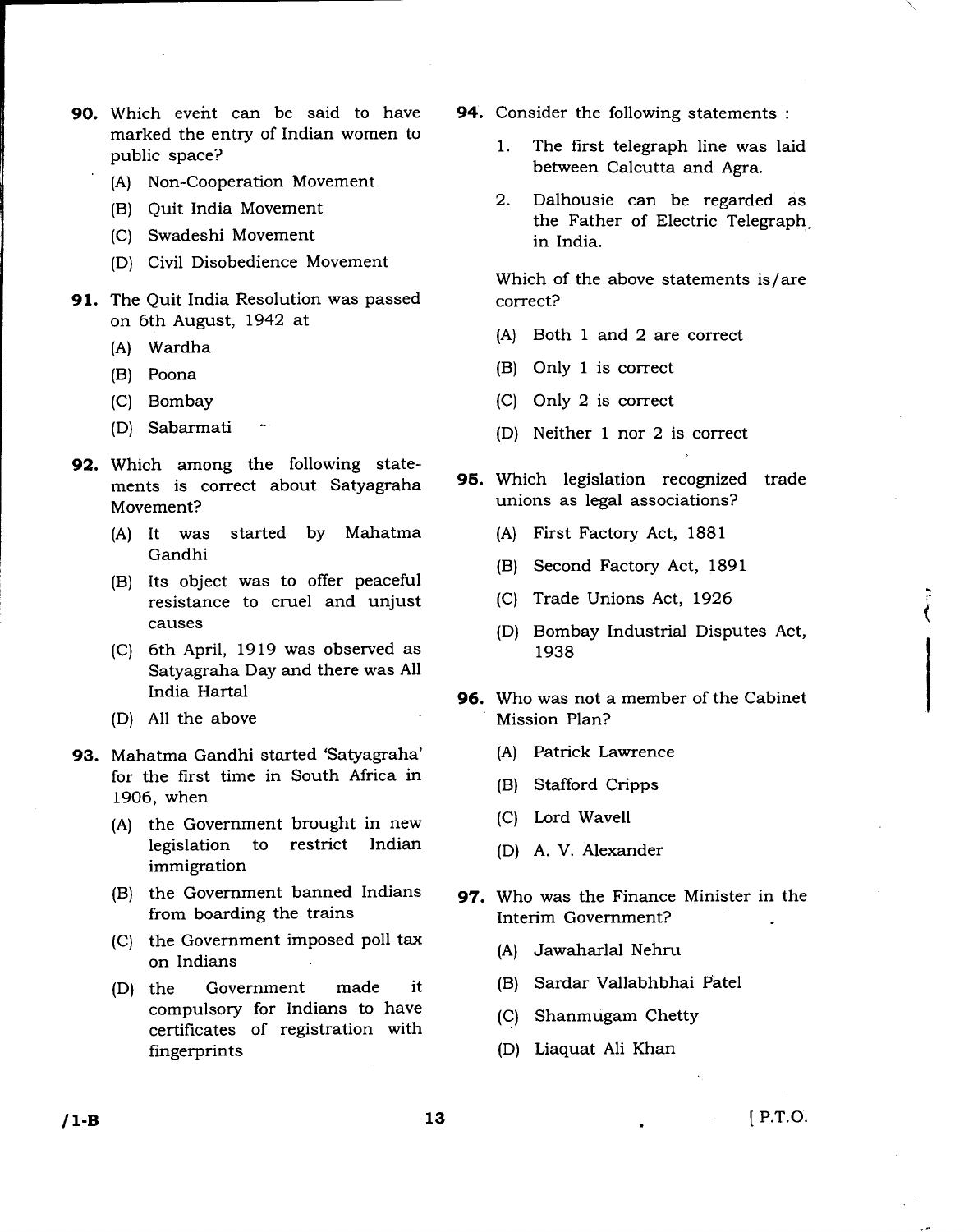**90.** Which event can be said to have marked the entry of Indian women to public space?

(A) Non-Cooperation Movement

(B) Quit India Movement

(C) Swadeshi Movement

(D) Civil Disobedience Movement

**91.** The Quit India Resolution was passed on 6th August, 1942 at

(A) Wardha

(B) Poona

(C) Bombay

(D) Sabarmati

**92.** Which among the following statements is correct about Satyagraha Movement?

(A) It was started by Mahatma Gandhi

(B) Its object was to offer peaceful resistance to cruel and unjust causes

(C) 6th April, 1919 was observed as Satyagraha Day and there was All India Hartal

(D) All the above

**93.** Mahatma Gandhi started 'Satyagraha' for the first time in South Africa in 1906, when

(A) the Government brought in new legislation to restrict Indian immigration

(B) the Government banned Indians from boarding the trains

(C) the Government imposed poll tax on Indians

(D) the Government made it compulsory for Indians to have certificates of registration with fingerprints

**94.** Consider the following statements :

1. The first telegraph line was laid between Calcutta and Agra.
2. Dalhousie can be regarded as the Father of Electric Telegraph in India.

Which of the above statements is/are correct?

(A) Both 1 and 2 are correct

(B) Only 1 is correct

(C) Only 2 is correct

(D) Neither 1 nor 2 is correct

**95.** Which legislation recognized trade unions as legal associations?

(A) First Factory Act, 1881

(B) Second Factory Act, 1891

(C) Trade Unions Act, 1926

(D) Bombay Industrial Disputes Act, 1938

**96.** Who was not a member of the Cabinet Mission Plan?

(A) Patrick Lawrence

(B) Stafford Cripps

(C) Lord Wavell

(D) A. V. Alexander

**97.** Who was the Finance Minister in the Interim Government?

(A) Jawaharlal Nehru

(B) Sardar Vallabhbhai Patel

(C) Shanmugam Chetty

(D) Liaquat Ali Khan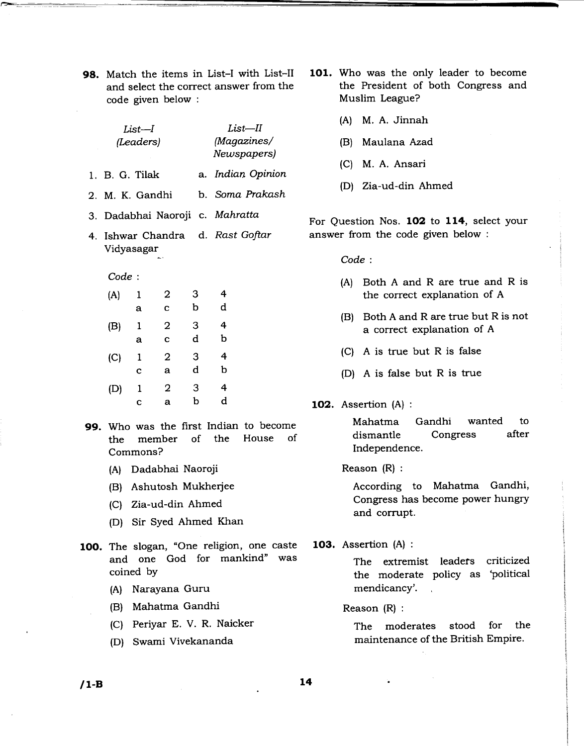**98.** Match the items in List–I with List–II and select the correct answer from the code given below :

| List—I (Leaders) | List—II (Magazines/ Newspapers) |
|---|---|
| 1. B. G. Tilak | a. *Indian Opinion* |
| 2. M. K. Gandhi | b. *Soma Prakash* |
| 3. Dadabhai Naoroji | c. *Mahratta* |
| 4. Ishwar Chandra Vidyasagar | d. *Rast Goftar* |

*Code* :

| | 1 | 2 | 3 | 4 |
|---|---|---|---|---|
| (A) | a | c | b | d |
| (B) | a | c | d | b |
| (C) | c | a | d | b |
| (D) | c | a | b | d |

**99.** Who was the first Indian to become the member of the House of Commons?

(A) Dadabhai Naoroji

(B) Ashutosh Mukherjee

(C) Zia-ud-din Ahmed

(D) Sir Syed Ahmed Khan

**100.** The slogan, "One religion, one caste and one God for mankind" was coined by

(A) Narayana Guru

(B) Mahatma Gandhi

(C) Periyar E. V. R. Naicker

(D) Swami Vivekananda

**101.** Who was the only leader to become the President of both Congress and Muslim League?

(A) M. A. Jinnah

(B) Maulana Azad

(C) M. A. Ansari

(D) Zia-ud-din Ahmed

For Question Nos. **102** to **114**, select your answer from the code given below :

*Code* :

(A) Both A and R are true and R is the correct explanation of A

(B) Both A and R are true but R is not a correct explanation of A

(C) A is true but R is false

(D) A is false but R is true

**102.** Assertion (A) :

Mahatma Gandhi wanted to dismantle Congress after Independence.

Reason (R) :

According to Mahatma Gandhi, Congress has become power hungry and corrupt.

**103.** Assertion (A) :

The extremist leaders criticized the moderate policy as 'political mendicancy'.

Reason (R) :

The moderates stood for the maintenance of the British Empire.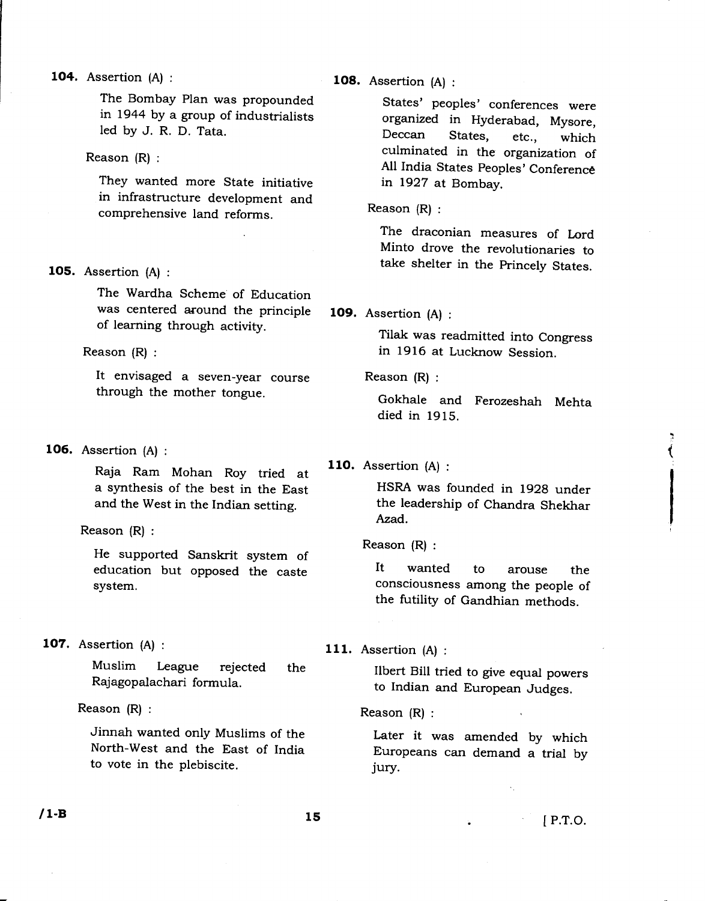**104.** Assertion (A) :

The Bombay Plan was propounded in 1944 by a group of industrialists led by J. R. D. Tata.

Reason (R) :

They wanted more State initiative in infrastructure development and comprehensive land reforms.

**105.** Assertion (A) :

The Wardha Scheme of Education was centered around the principle of learning through activity.

Reason (R) :

It envisaged a seven-year course through the mother tongue.

**106.** Assertion (A) :

Raja Ram Mohan Roy tried at a synthesis of the best in the East and the West in the Indian setting.

Reason (R) :

He supported Sanskrit system of education but opposed the caste system.

**107.** Assertion (A) :

Muslim League rejected the Rajagopalachari formula.

Reason (R) :

Jinnah wanted only Muslims of the North-West and the East of India to vote in the plebiscite.

**108.** Assertion (A) :

States' peoples' conferences were organized in Hyderabad, Mysore, Deccan States, etc., which culminated in the organization of All India States Peoples' Conference in 1927 at Bombay.

Reason (R) :

The draconian measures of Lord Minto drove the revolutionaries to take shelter in the Princely States.

**109.** Assertion (A) :

Tilak was readmitted into Congress in 1916 at Lucknow Session.

Reason (R) :

Gokhale and Ferozeshah Mehta died in 1915.

**110.** Assertion (A) :

HSRA was founded in 1928 under the leadership of Chandra Shekhar Azad.

Reason (R) :

It wanted to arouse the consciousness among the people of the futility of Gandhian methods.

**111.** Assertion (A) :

Ilbert Bill tried to give equal powers to Indian and European Judges.

Reason (R) :

Later it was amended by which Europeans can demand a trial by jury.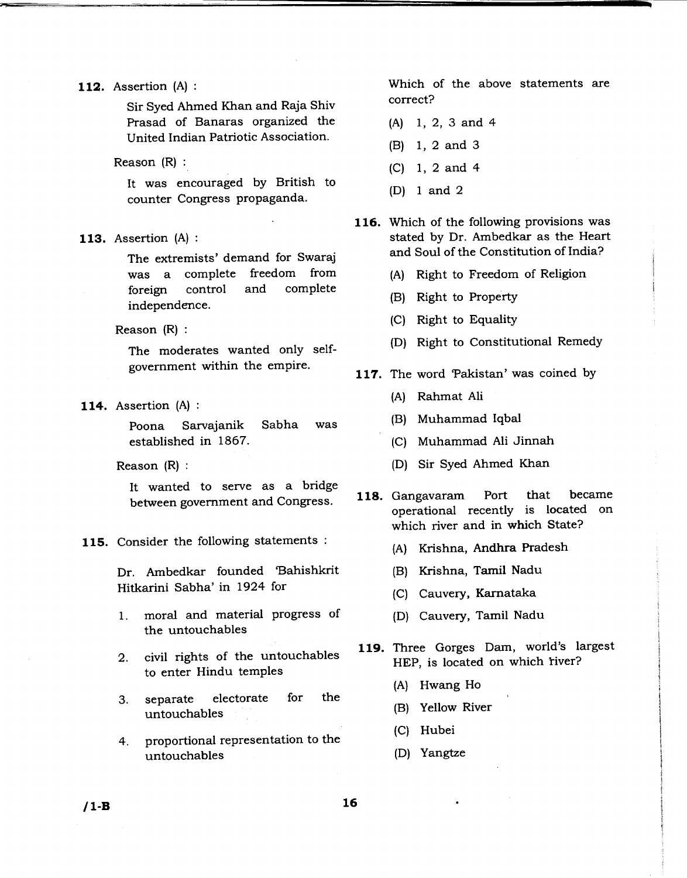**112.** Assertion (A) :

Sir Syed Ahmed Khan and Raja Shiv Prasad of Banaras organized the United Indian Patriotic Association.

Reason (R) :

It was encouraged by British to counter Congress propaganda.

**113.** Assertion (A) :

The extremists' demand for Swaraj was a complete freedom from foreign control and complete independence.

Reason (R) :

The moderates wanted only self-government within the empire.

**114.** Assertion (A) :

Poona Sarvajanik Sabha was established in 1867.

Reason (R) :

It wanted to serve as a bridge between government and Congress.

**115.** Consider the following statements :

Dr. Ambedkar founded 'Bahishkrit Hitkarini Sabha' in 1924 for

1. moral and material progress of the untouchables
2. civil rights of the untouchables to enter Hindu temples
3. separate electorate for the untouchables
4. proportional representation to the untouchables

Which of the above statements are correct?

(A) 1, 2, 3 and 4

(B) 1, 2 and 3

(C) 1, 2 and 4

(D) 1 and 2

**116.** Which of the following provisions was stated by Dr. Ambedkar as the Heart and Soul of the Constitution of India?

(A) Right to Freedom of Religion

(B) Right to Property

(C) Right to Equality

(D) Right to Constitutional Remedy

**117.** The word 'Pakistan' was coined by

(A) Rahmat Ali

(B) Muhammad Iqbal

(C) Muhammad Ali Jinnah

(D) Sir Syed Ahmed Khan

**118.** Gangavaram Port that became operational recently is located on which river and in which State?

(A) Krishna, Andhra Pradesh

(B) Krishna, Tamil Nadu

(C) Cauvery, Karnataka

(D) Cauvery, Tamil Nadu

**119.** Three Gorges Dam, world's largest HEP, is located on which river?

(A) Hwang Ho

(B) Yellow River

(C) Hubei

(D) Yangtze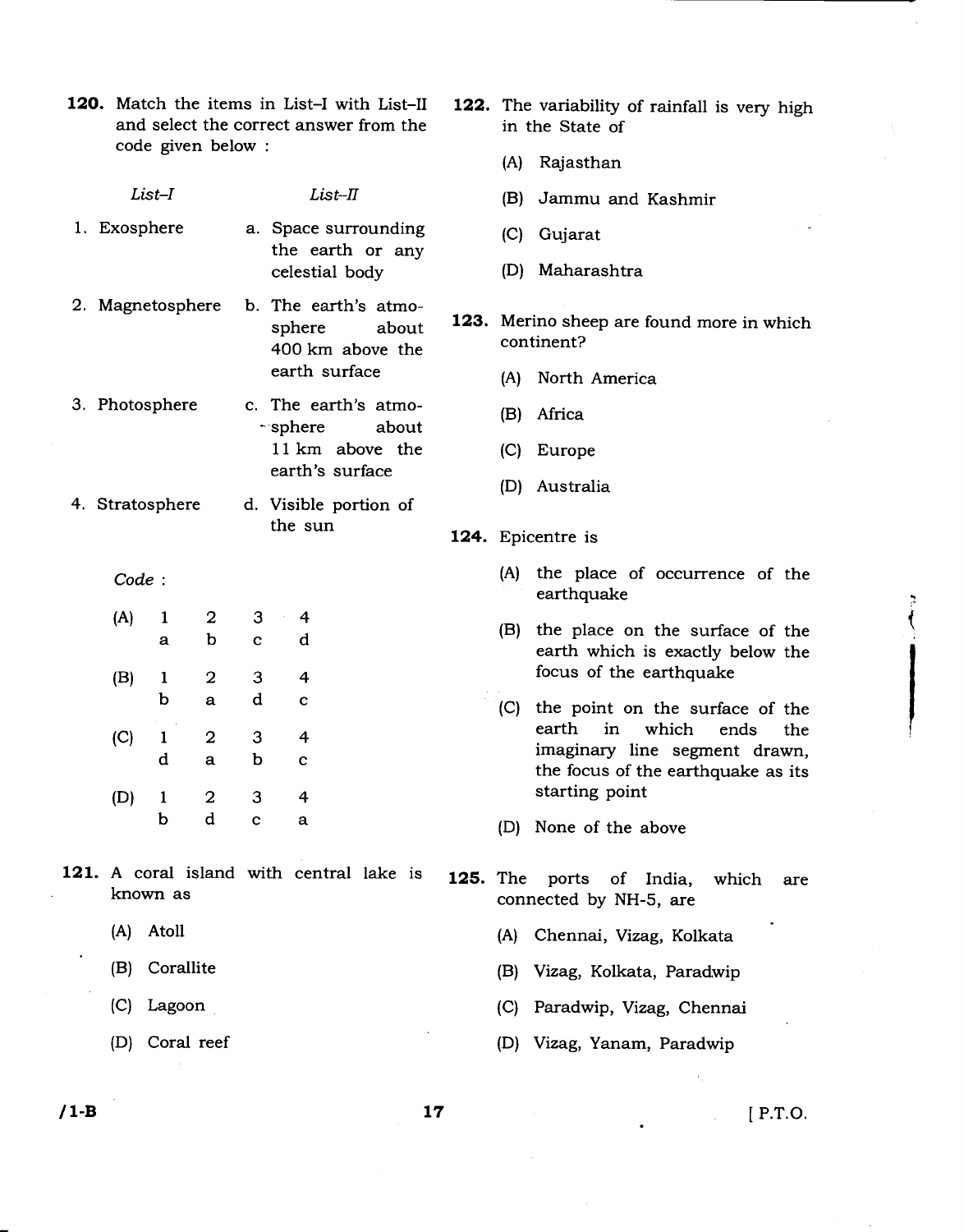**120.** Match the items in List–I with List–II and select the correct answer from the code given below :

| *List–I* | *List–II* |
|---|---|
| 1. Exosphere | a. Space surrounding the earth or any celestial body |
| 2. Magnetosphere | b. The earth's atmosphere about 400 km above the earth surface |
| 3. Photosphere | c. The earth's atmosphere about 11 km above the earth's surface |
| 4. Stratosphere | d. Visible portion of the sun |

*Code* :

| | 1 | 2 | 3 | 4 |
|---|---|---|---|---|
| (A) | a | b | c | d |
| (B) | b | a | d | c |
| (C) | d | a | b | c |
| (D) | b | d | c | a |

**121.** A coral island with central lake is known as

(A) Atoll

(B) Corallite

(C) Lagoon

(D) Coral reef

**122.** The variability of rainfall is very high in the State of

(A) Rajasthan

(B) Jammu and Kashmir

(C) Gujarat

(D) Maharashtra

**123.** Merino sheep are found more in which continent?

(A) North America

(B) Africa

(C) Europe

(D) Australia

**124.** Epicentre is

(A) the place of occurrence of the earthquake

(B) the place on the surface of the earth which is exactly below the focus of the earthquake

(C) the point on the surface of the earth in which ends the imaginary line segment drawn, the focus of the earthquake as its starting point

(D) None of the above

**125.** The ports of India, which are connected by NH-5, are

(A) Chennai, Vizag, Kolkata

(B) Vizag, Kolkata, Paradwip

(C) Paradwip, Vizag, Chennai

(D) Vizag, Yanam, Paradwip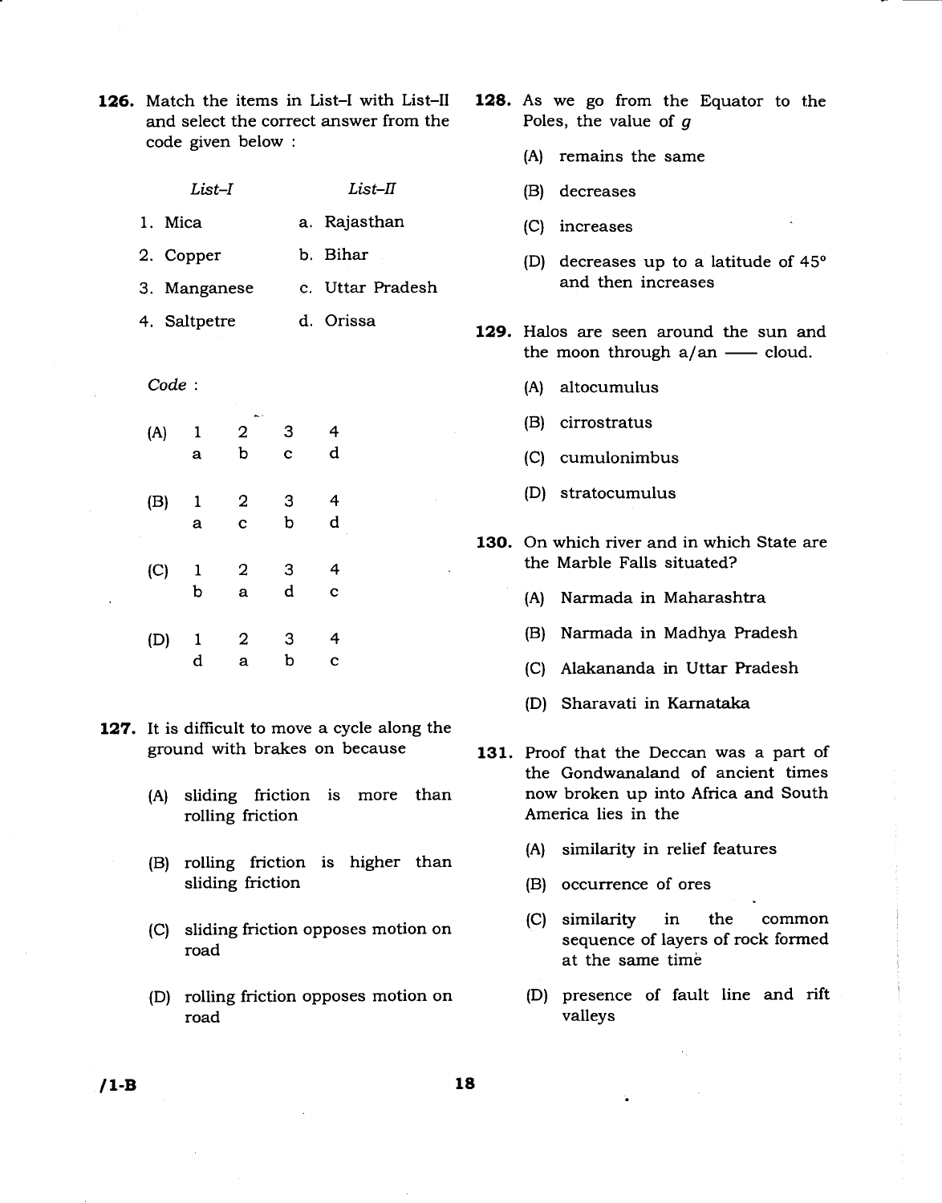**126.** Match the items in List–I with List–II and select the correct answer from the code given below :

| *List–I* | *List–II* |
|---|---|
| 1. Mica | a. Rajasthan |
| 2. Copper | b. Bihar |
| 3. Manganese | c. Uttar Pradesh |
| 4. Saltpetre | d. Orissa |

*Code* :

| | 1 | 2 | 3 | 4 |
|---|---|---|---|---|
| (A) | a | b | c | d |
| (B) | a | c | b | d |
| (C) | b | a | d | c |
| (D) | d | a | b | c |

**127.** It is difficult to move a cycle along the ground with brakes on because

(A) sliding friction is more than rolling friction

(B) rolling friction is higher than sliding friction

(C) sliding friction opposes motion on road

(D) rolling friction opposes motion on road

**128.** As we go from the Equator to the Poles, the value of $g$

(A) remains the same

(B) decreases

(C) increases

(D) decreases up to a latitude of 45° and then increases

**129.** Halos are seen around the sun and the moon through a/an —— cloud.

(A) altocumulus

(B) cirrostratus

(C) cumulonimbus

(D) stratocumulus

**130.** On which river and in which State are the Marble Falls situated?

(A) Narmada in Maharashtra

(B) Narmada in Madhya Pradesh

(C) Alakananda in Uttar Pradesh

(D) Sharavati in Karnataka

**131.** Proof that the Deccan was a part of the Gondwanaland of ancient times now broken up into Africa and South America lies in the

(A) similarity in relief features

(B) occurrence of ores

(C) similarity in the common sequence of layers of rock formed at the same time

(D) presence of fault line and rift valleys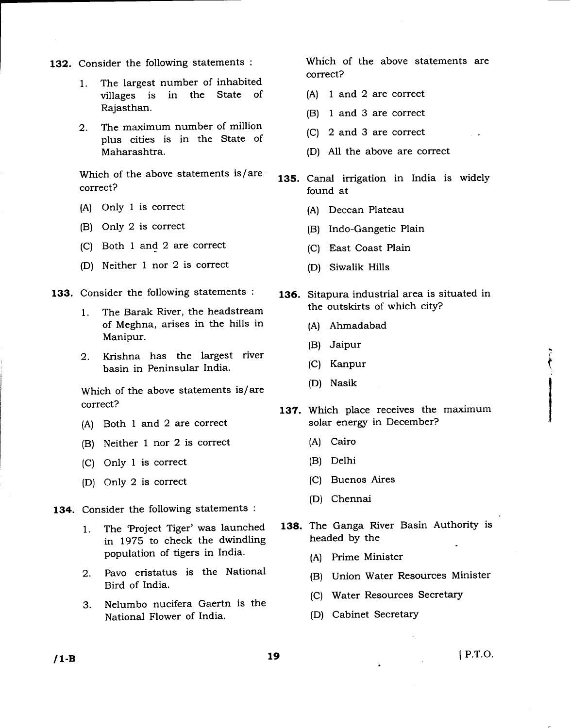**132.** Consider the following statements :

1. The largest number of inhabited villages is in the State of Rajasthan.
2. The maximum number of million plus cities is in the State of Maharashtra.

Which of the above statements is/are correct?

(A) Only 1 is correct

(B) Only 2 is correct

(C) Both 1 and 2 are correct

(D) Neither 1 nor 2 is correct

**133.** Consider the following statements :

1. The Barak River, the headstream of Meghna, arises in the hills in Manipur.
2. Krishna has the largest river basin in Peninsular India.

Which of the above statements is/are correct?

(A) Both 1 and 2 are correct

(B) Neither 1 nor 2 is correct

(C) Only 1 is correct

(D) Only 2 is correct

**134.** Consider the following statements :

1. The 'Project Tiger' was launched in 1975 to check the dwindling population of tigers in India.
2. Pavo cristatus is the National Bird of India.
3. Nelumbo nucifera Gaertn is the National Flower of India.

Which of the above statements are correct?

(A) 1 and 2 are correct

(B) 1 and 3 are correct

(C) 2 and 3 are correct

(D) All the above are correct

**135.** Canal irrigation in India is widely found at

(A) Deccan Plateau

(B) Indo-Gangetic Plain

(C) East Coast Plain

(D) Siwalik Hills

**136.** Sitapura industrial area is situated in the outskirts of which city?

(A) Ahmadabad

(B) Jaipur

(C) Kanpur

(D) Nasik

**137.** Which place receives the maximum solar energy in December?

(A) Cairo

(B) Delhi

(C) Buenos Aires

(D) Chennai

**138.** The Ganga River Basin Authority is headed by the

(A) Prime Minister

(B) Union Water Resources Minister

(C) Water Resources Secretary

(D) Cabinet Secretary

[ P.T.O.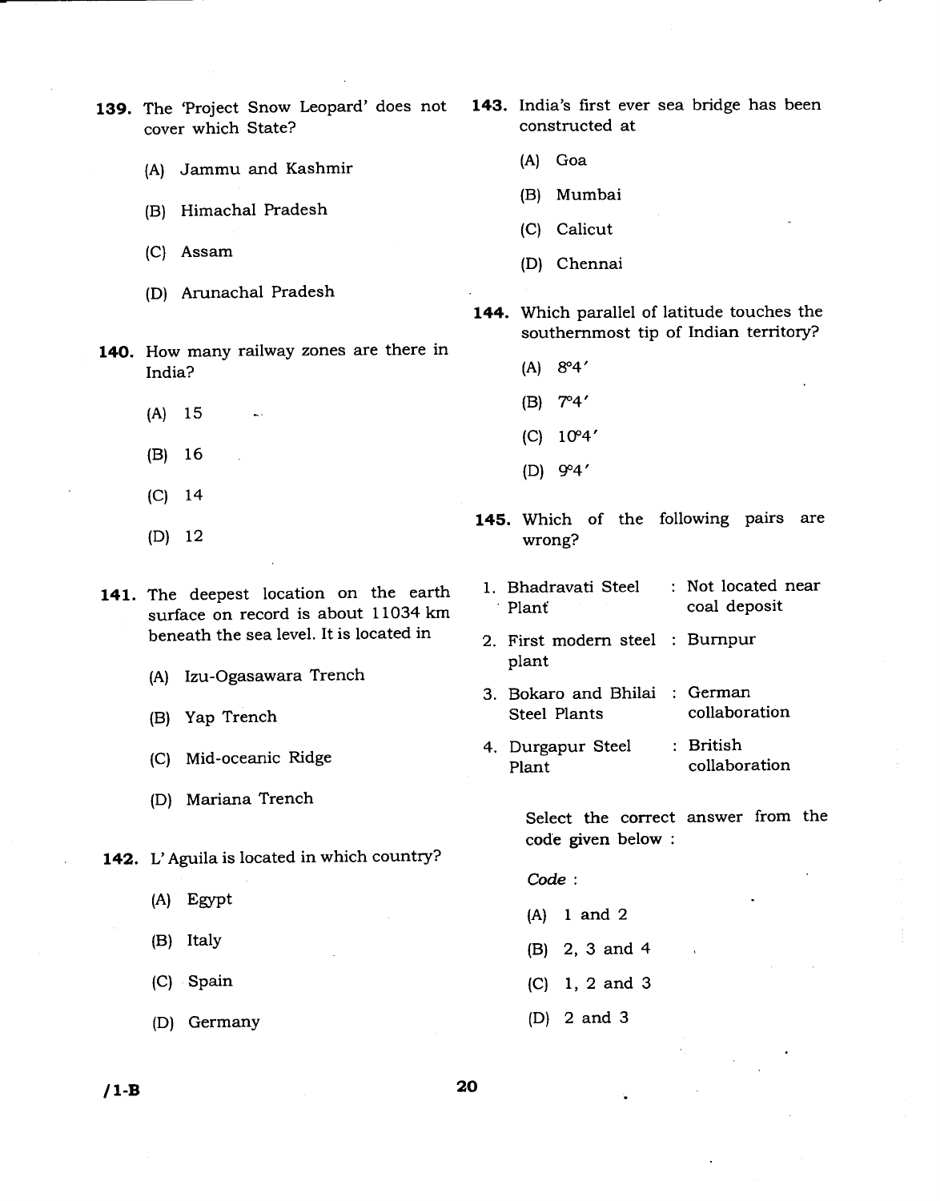**139.** The 'Project Snow Leopard' does not cover which State?

(A) Jammu and Kashmir

(B) Himachal Pradesh

(C) Assam

(D) Arunachal Pradesh

**140.** How many railway zones are there in India?

(A) 15

(B) 16

(C) 14

(D) 12

**141.** The deepest location on the earth surface on record is about 11034 km beneath the sea level. It is located in

(A) Izu-Ogasawara Trench

(B) Yap Trench

(C) Mid-oceanic Ridge

(D) Mariana Trench

**142.** L' Aguila is located in which country?

(A) Egypt

(B) Italy

(C) Spain

(D) Germany

**143.** India's first ever sea bridge has been constructed at

(A) Goa

(B) Mumbai

(C) Calicut

(D) Chennai

**144.** Which parallel of latitude touches the southernmost tip of Indian territory?

(A) 8°4′

(B) 7°4′

(C) 10°4′

(D) 9°4′

**145.** Which of the following pairs are wrong?

1. Bhadravati Steel Plant : Not located near coal deposit
2. First modern steel plant : Burnpur
3. Bokaro and Bhilai Steel Plants : German collaboration
4. Durgapur Steel Plant : British collaboration

Select the correct answer from the code given below :

*Code* :

(A) 1 and 2

(B) 2, 3 and 4

(C) 1, 2 and 3

(D) 2 and 3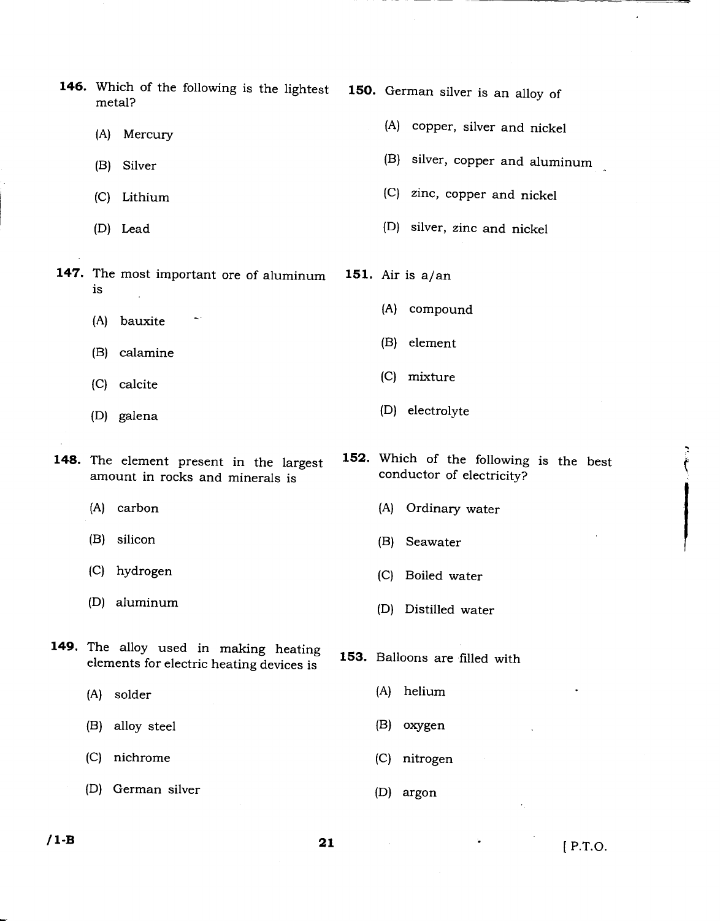**146.** Which of the following is the lightest metal?

(A) Mercury

(B) Silver

(C) Lithium

(D) Lead

**147.** The most important ore of aluminum is

(A) bauxite

(B) calamine

(C) calcite

(D) galena

**148.** The element present in the largest amount in rocks and minerals is

(A) carbon

(B) silicon

(C) hydrogen

(D) aluminum

**149.** The alloy used in making heating elements for electric heating devices is

(A) solder

(B) alloy steel

(C) nichrome

(D) German silver

**150.** German silver is an alloy of

(A) copper, silver and nickel

(B) silver, copper and aluminum

(C) zinc, copper and nickel

(D) silver, zinc and nickel

**151.** Air is a/an

(A) compound

(B) element

(C) mixture

(D) electrolyte

**152.** Which of the following is the best conductor of electricity?

(A) Ordinary water

(B) Seawater

(C) Boiled water

(D) Distilled water

**153.** Balloons are filled with

(A) helium

(B) oxygen

(C) nitrogen

(D) argon

/1-B

[ P.T.O.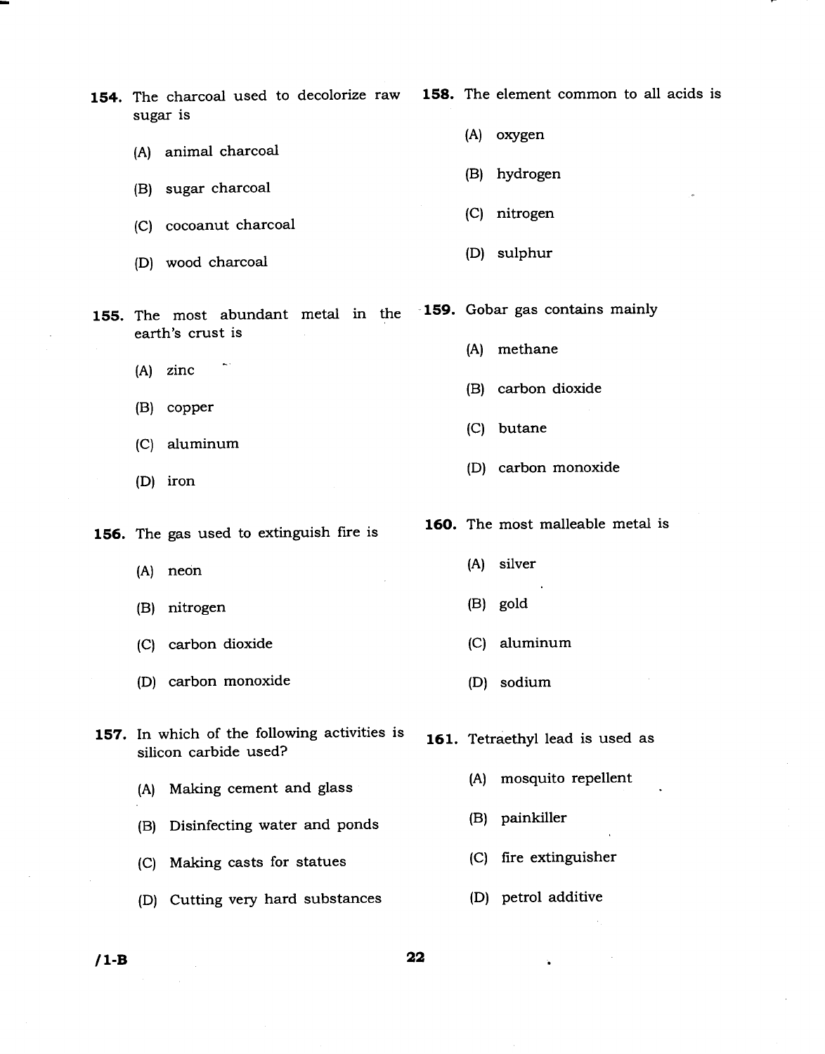**154.** The charcoal used to decolorize raw sugar is

(A) animal charcoal

(B) sugar charcoal

(C) cocoanut charcoal

(D) wood charcoal

**155.** The most abundant metal in the earth's crust is

(A) zinc

(B) copper

(C) aluminum

(D) iron

**156.** The gas used to extinguish fire is

(A) neon

(B) nitrogen

(C) carbon dioxide

(D) carbon monoxide

**157.** In which of the following activities is silicon carbide used?

(A) Making cement and glass

(B) Disinfecting water and ponds

(C) Making casts for statues

(D) Cutting very hard substances

**158.** The element common to all acids is

(A) oxygen

(B) hydrogen

(C) nitrogen

(D) sulphur

**159.** Gobar gas contains mainly

(A) methane

(B) carbon dioxide

(C) butane

(D) carbon monoxide

**160.** The most malleable metal is

(A) silver

(B) gold

(C) aluminum

(D) sodium

**161.** Tetraethyl lead is used as

(A) mosquito repellent

(B) painkiller

(C) fire extinguisher

(D) petrol additive

/1-B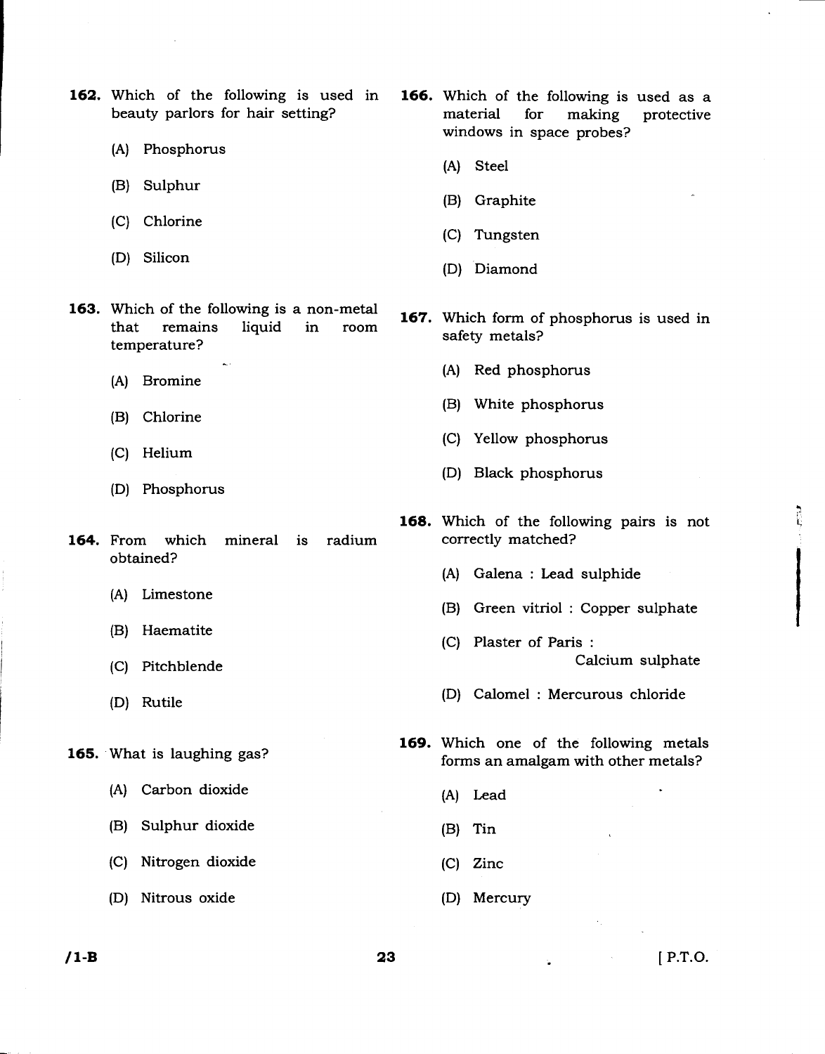**162.** Which of the following is used in beauty parlors for hair setting?

(A) Phosphorus

(B) Sulphur

(C) Chlorine

(D) Silicon

**163.** Which of the following is a non-metal that remains liquid in room temperature?

(A) Bromine

(B) Chlorine

(C) Helium

(D) Phosphorus

**164.** From which mineral is radium obtained?

(A) Limestone

(B) Haematite

(C) Pitchblende

(D) Rutile

**165.** What is laughing gas?

(A) Carbon dioxide

(B) Sulphur dioxide

(C) Nitrogen dioxide

(D) Nitrous oxide

**166.** Which of the following is used as a material for making protective windows in space probes?

(A) Steel

(B) Graphite

(C) Tungsten

(D) Diamond

**167.** Which form of phosphorus is used in safety metals?

(A) Red phosphorus

(B) White phosphorus

(C) Yellow phosphorus

(D) Black phosphorus

**168.** Which of the following pairs is not correctly matched?

(A) Galena : Lead sulphide

(B) Green vitriol : Copper sulphate

(C) Plaster of Paris : Calcium sulphate

(D) Calomel : Mercurous chloride

**169.** Which one of the following metals forms an amalgam with other metals?

(A) Lead

(B) Tin

(C) Zinc

(D) Mercury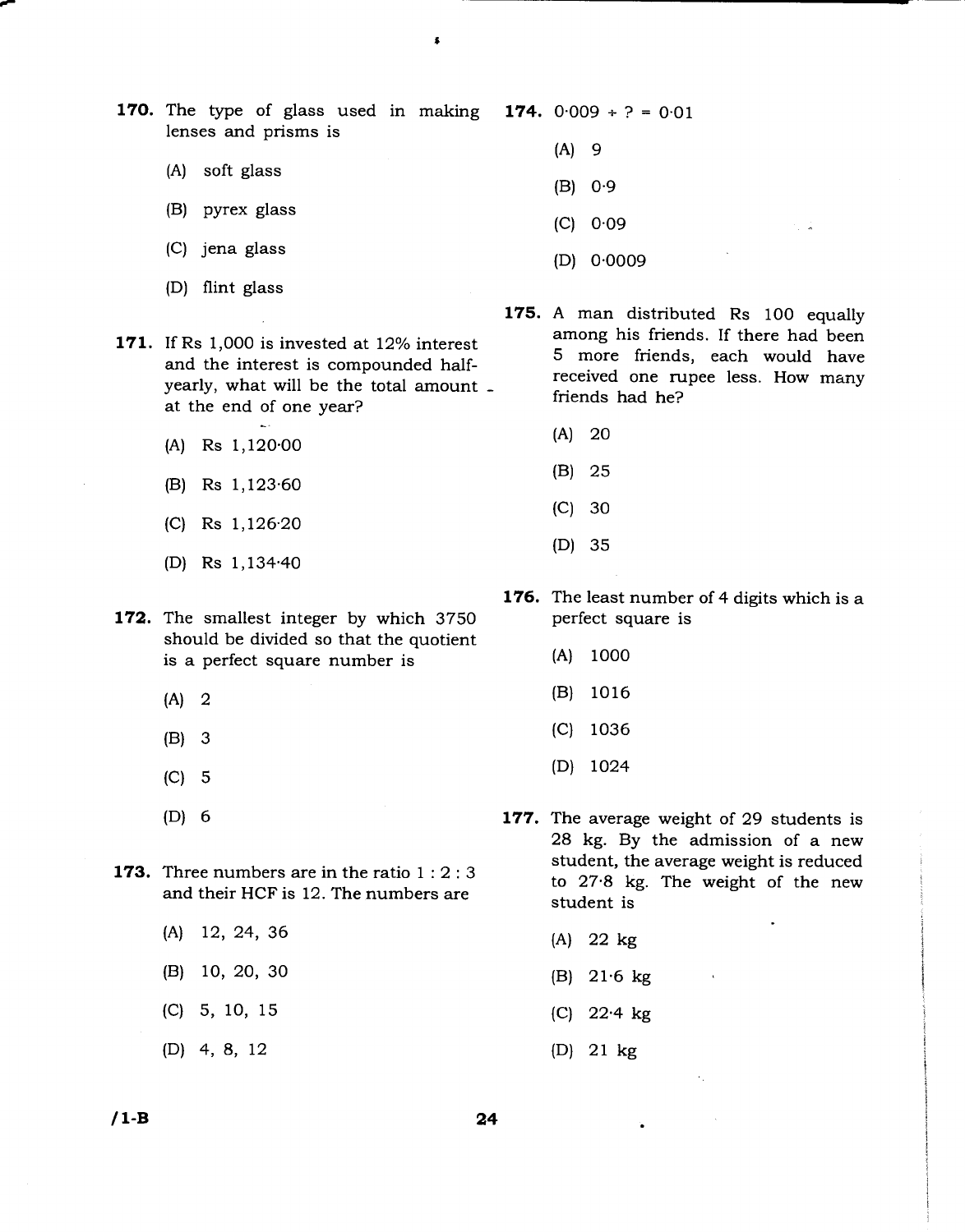**170.** The type of glass used in making lenses and prisms is

(A) soft glass

(B) pyrex glass

(C) jena glass

(D) flint glass

**171.** If Rs 1,000 is invested at 12% interest and the interest is compounded half-yearly, what will be the total amount at the end of one year?

(A) Rs 1,120·00

(B) Rs 1,123·60

(C) Rs 1,126·20

(D) Rs 1,134·40

**172.** The smallest integer by which 3750 should be divided so that the quotient is a perfect square number is

(A) 2

(B) 3

(C) 5

(D) 6

**173.** Three numbers are in the ratio 1 : 2 : 3 and their HCF is 12. The numbers are

(A) 12, 24, 36

(B) 10, 20, 30

(C) 5, 10, 15

(D) 4, 8, 12

**174.** $0 \cdot 009 \div ? = 0 \cdot 01$

(A) 9

(B) 0·9

(C) 0·09

(D) 0·0009

**175.** A man distributed Rs 100 equally among his friends. If there had been 5 more friends, each would have received one rupee less. How many friends had he?

(A) 20

(B) 25

(C) 30

(D) 35

**176.** The least number of 4 digits which is a perfect square is

(A) 1000

(B) 1016

(C) 1036

(D) 1024

**177.** The average weight of 29 students is 28 kg. By the admission of a new student, the average weight is reduced to 27·8 kg. The weight of the new student is

(A) 22 kg

(B) 21·6 kg

(C) 22·4 kg

(D) 21 kg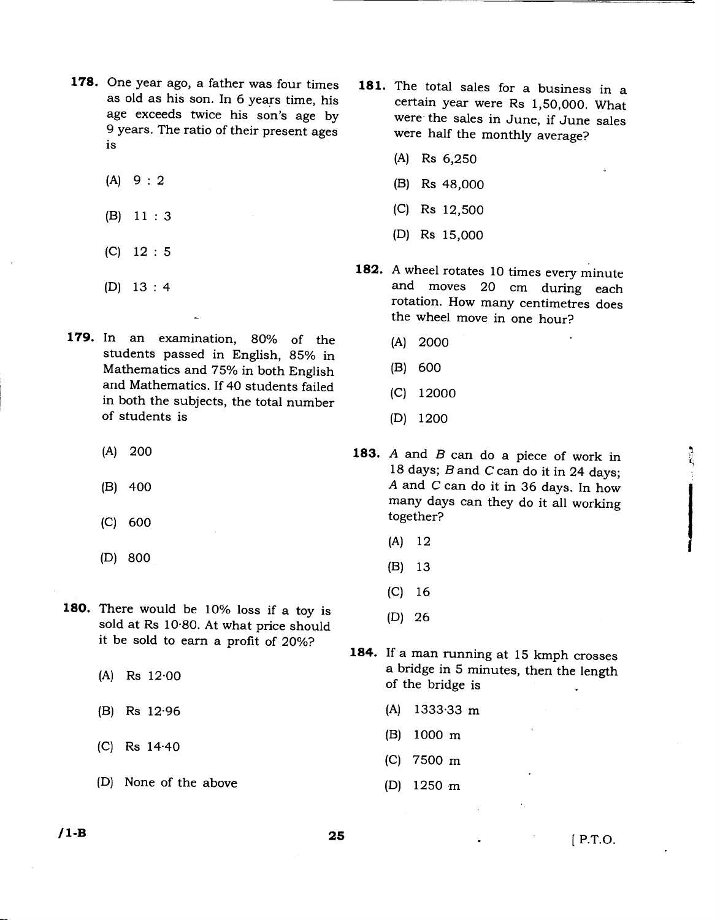**178.** One year ago, a father was four times as old as his son. In 6 years time, his age exceeds twice his son's age by 9 years. The ratio of their present ages is

(A) 9 : 2

(B) 11 : 3

(C) 12 : 5

(D) 13 : 4

**179.** In an examination, 80% of the students passed in English, 85% in Mathematics and 75% in both English and Mathematics. If 40 students failed in both the subjects, the total number of students is

(A) 200

(B) 400

(C) 600

(D) 800

**180.** There would be 10% loss if a toy is sold at Rs 10·80. At what price should it be sold to earn a profit of 20%?

(A) Rs 12·00

(B) Rs 12·96

(C) Rs 14·40

(D) None of the above

**181.** The total sales for a business in a certain year were Rs 1,50,000. What were the sales in June, if June sales were half the monthly average?

(A) Rs 6,250

(B) Rs 48,000

(C) Rs 12,500

(D) Rs 15,000

**182.** A wheel rotates 10 times every minute and moves 20 cm during each rotation. How many centimetres does the wheel move in one hour?

(A) 2000

(B) 600

(C) 12000

(D) 1200

**183.** *A* and *B* can do a piece of work in 18 days; *B* and *C* can do it in 24 days; *A* and *C* can do it in 36 days. In how many days can they do it all working together?

(A) 12

(B) 13

(C) 16

(D) 26

**184.** If a man running at 15 kmph crosses a bridge in 5 minutes, then the length of the bridge is

(A) 1333·33 m

(B) 1000 m

(C) 7500 m

(D) 1250 m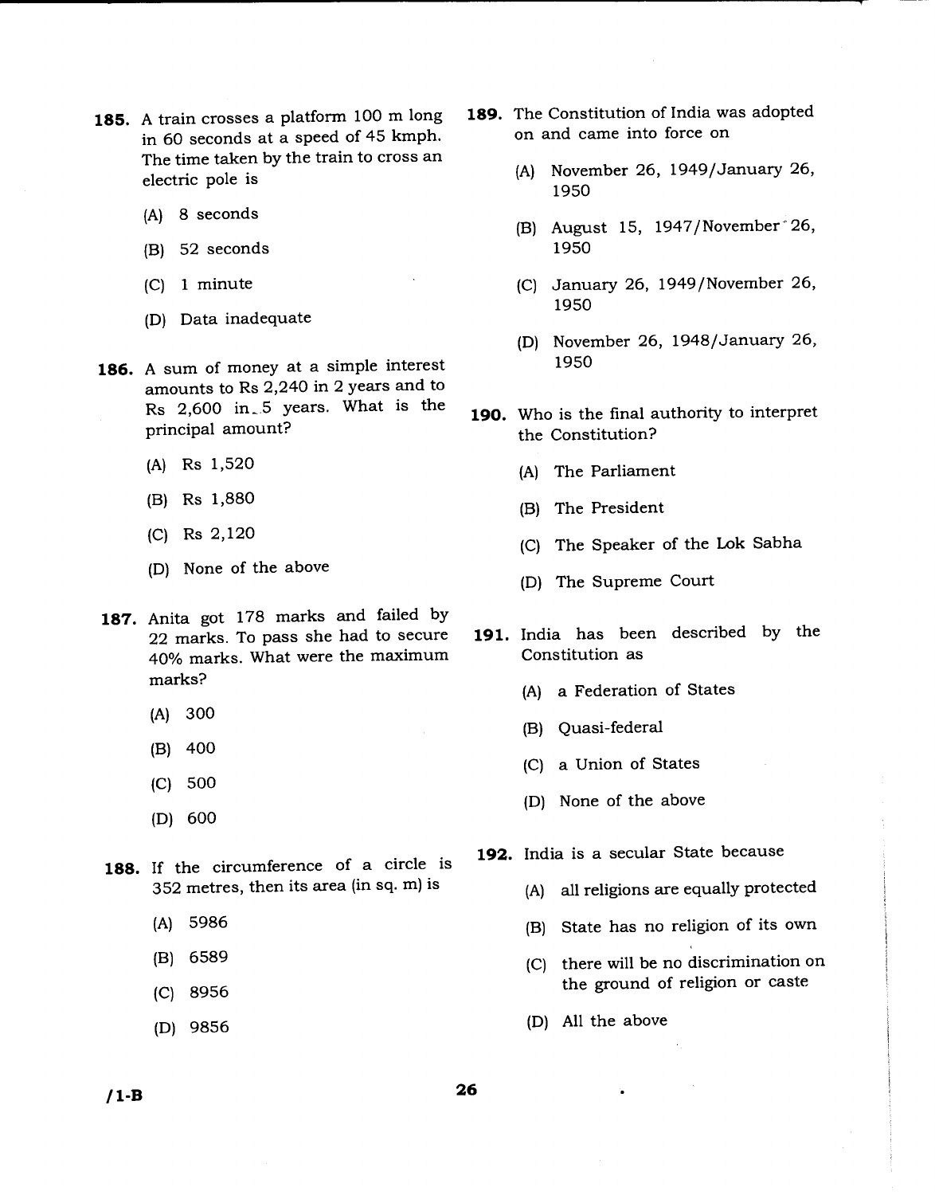**185.** A train crosses a platform 100 m long in 60 seconds at a speed of 45 kmph. The time taken by the train to cross an electric pole is

(A) 8 seconds

(B) 52 seconds

(C) 1 minute

(D) Data inadequate

**186.** A sum of money at a simple interest amounts to Rs 2,240 in 2 years and to Rs 2,600 in 5 years. What is the principal amount?

(A) Rs 1,520

(B) Rs 1,880

(C) Rs 2,120

(D) None of the above

**187.** Anita got 178 marks and failed by 22 marks. To pass she had to secure 40% marks. What were the maximum marks?

(A) 300

(B) 400

(C) 500

(D) 600

**188.** If the circumference of a circle is 352 metres, then its area (in sq. m) is

(A) 5986

(B) 6589

(C) 8956

(D) 9856

**189.** The Constitution of India was adopted on and came into force on

(A) November 26, 1949/January 26, 1950

(B) August 15, 1947/November 26, 1950

(C) January 26, 1949/November 26, 1950

(D) November 26, 1948/January 26, 1950

**190.** Who is the final authority to interpret the Constitution?

(A) The Parliament

(B) The President

(C) The Speaker of the Lok Sabha

(D) The Supreme Court

**191.** India has been described by the Constitution as

(A) a Federation of States

(B) Quasi-federal

(C) a Union of States

(D) None of the above

**192.** India is a secular State because

(A) all religions are equally protected

(B) State has no religion of its own

(C) there will be no discrimination on the ground of religion or caste

(D) All the above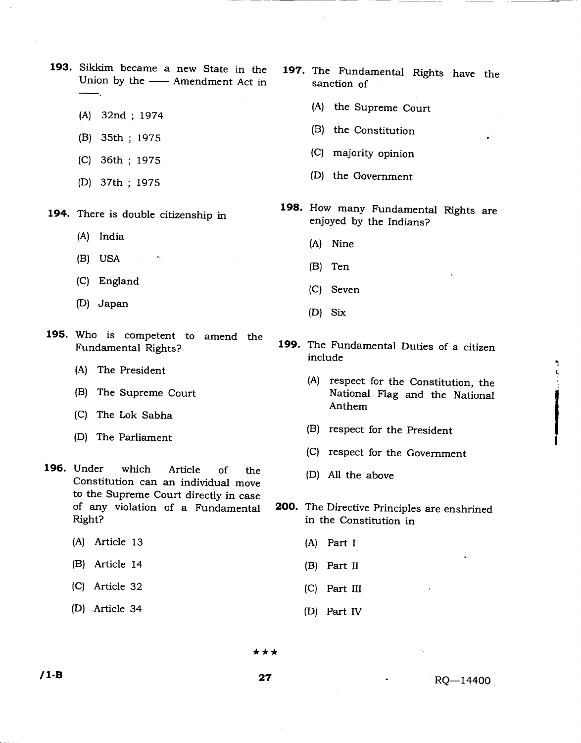**193.** Sikkim became a new State in the Union by the —— Amendment Act in ——.

(A) 32nd ; 1974

(B) 35th ; 1975

(C) 36th ; 1975

(D) 37th ; 1975

**194.** There is double citizenship in

(A) India

(B) USA

(C) England

(D) Japan

**195.** Who is competent to amend the Fundamental Rights?

(A) The President

(B) The Supreme Court

(C) The Lok Sabha

(D) The Parliament

**196.** Under which Article of the Constitution can an individual move to the Supreme Court directly in case of any violation of a Fundamental Right?

(A) Article 13

(B) Article 14

(C) Article 32

(D) Article 34

**197.** The Fundamental Rights have the sanction of

(A) the Supreme Court

(B) the Constitution

(C) majority opinion

(D) the Government

**198.** How many Fundamental Rights are enjoyed by the Indians?

(A) Nine

(B) Ten

(C) Seven

(D) Six

**199.** The Fundamental Duties of a citizen include

(A) respect for the Constitution, the National Flag and the National Anthem

(B) respect for the President

(C) respect for the Government

(D) All the above

**200.** The Directive Principles are enshrined in the Constitution in

(A) Part I

(B) Part II

(C) Part III

(D) Part IV

\*\*\*

/1-B

RQ—14400